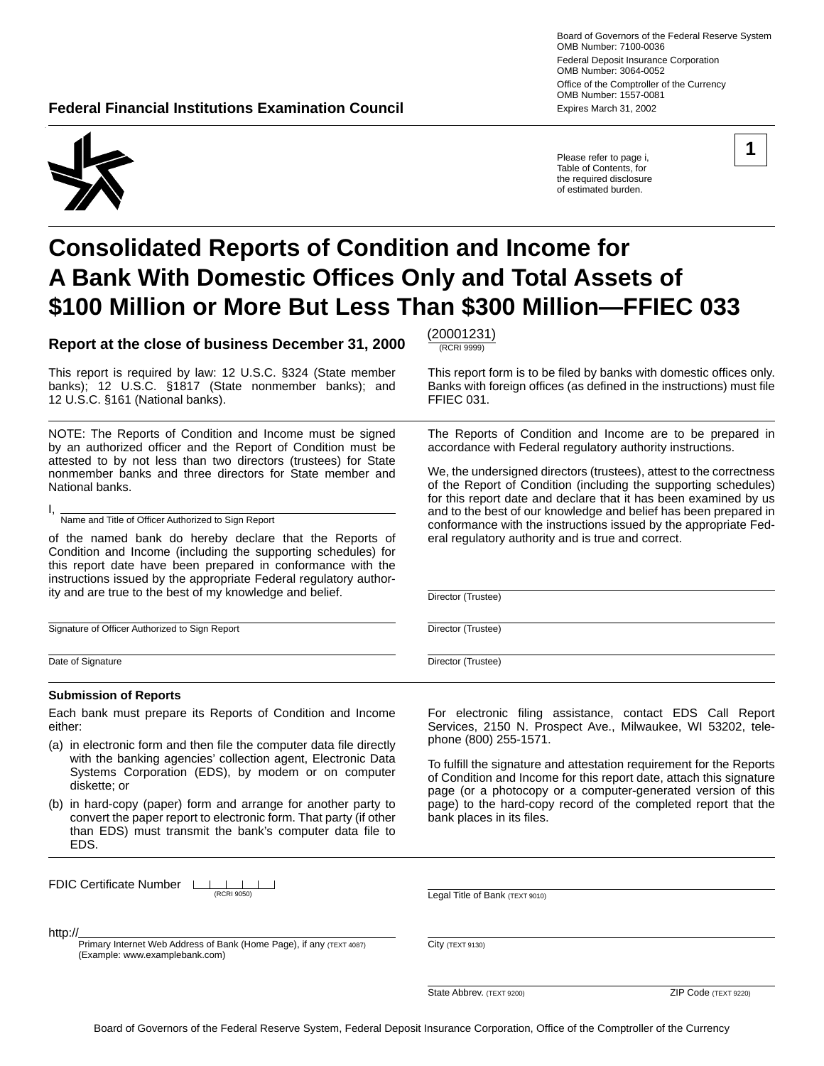Board of Governors of the Federal Reserve System
OMB Number: 7100-0036

Federal Deposit Insurance Corporation
OMB Number: 3064-0052

Office of the Comptroller of the Currency
OMB Number: 1557-0081

Expires March 31, 2002

**Federal Financial Institutions Examination Council**

Please refer to page i, Table of Contents, for the required disclosure of estimated burden.

**1**

# Consolidated Reports of Condition and Income for A Bank With Domestic Offices Only and Total Assets of $100 Million or More But Less Than $300 Million—FFIEC 033

**Report at the close of business December 31, 2000** (20001231) (RCRI 9999)

This report is required by law: 12 U.S.C. §324 (State member banks); 12 U.S.C. §1817 (State nonmember banks); and 12 U.S.C. §161 (National banks).

This report form is to be filed by banks with domestic offices only. Banks with foreign offices (as defined in the instructions) must file FFIEC 031.

NOTE: The Reports of Condition and Income must be signed by an authorized officer and the Report of Condition must be attested to by not less than two directors (trustees) for State nonmember banks and three directors for State member and National banks.

I, ______________________________
Name and Title of Officer Authorized to Sign Report

of the named bank do hereby declare that the Reports of Condition and Income (including the supporting schedules) for this report date have been prepared in conformance with the instructions issued by the appropriate Federal regulatory authority and are true to the best of my knowledge and belief.

______________________________
Signature of Officer Authorized to Sign Report

______________________________
Date of Signature

The Reports of Condition and Income are to be prepared in accordance with Federal regulatory authority instructions.

We, the undersigned directors (trustees), attest to the correctness of the Report of Condition (including the supporting schedules) for this report date and declare that it has been examined by us and to the best of our knowledge and belief has been prepared in conformance with the instructions issued by the appropriate Federal regulatory authority and is true and correct.

______________________________
Director (Trustee)

______________________________
Director (Trustee)

______________________________
Director (Trustee)

### Submission of Reports

Each bank must prepare its Reports of Condition and Income either:

(a) in electronic form and then file the computer data file directly with the banking agencies' collection agent, Electronic Data Systems Corporation (EDS), by modem or on computer diskette; or

(b) in hard-copy (paper) form and arrange for another party to convert the paper report to electronic form. That party (if other than EDS) must transmit the bank's computer data file to EDS.

For electronic filing assistance, contact EDS Call Report Services, 2150 N. Prospect Ave., Milwaukee, WI 53202, telephone (800) 255-1571.

To fulfill the signature and attestation requirement for the Reports of Condition and Income for this report date, attach this signature page (or a photocopy or a computer-generated version of this page) to the hard-copy record of the completed report that the bank places in its files.

FDIC Certificate Number |__|__|__|__|__| (RCRI 9050)

http://______________________________
Primary Internet Web Address of Bank (Home Page), if any (TEXT 4087)
(Example: www.examplebank.com)

______________________________
Legal Title of Bank (TEXT 9010)

______________________________
City (TEXT 9130)

______________________________
State Abbrev. (TEXT 9200) ZIP Code (TEXT 9220)

Board of Governors of the Federal Reserve System, Federal Deposit Insurance Corporation, Office of the Comptroller of the Currency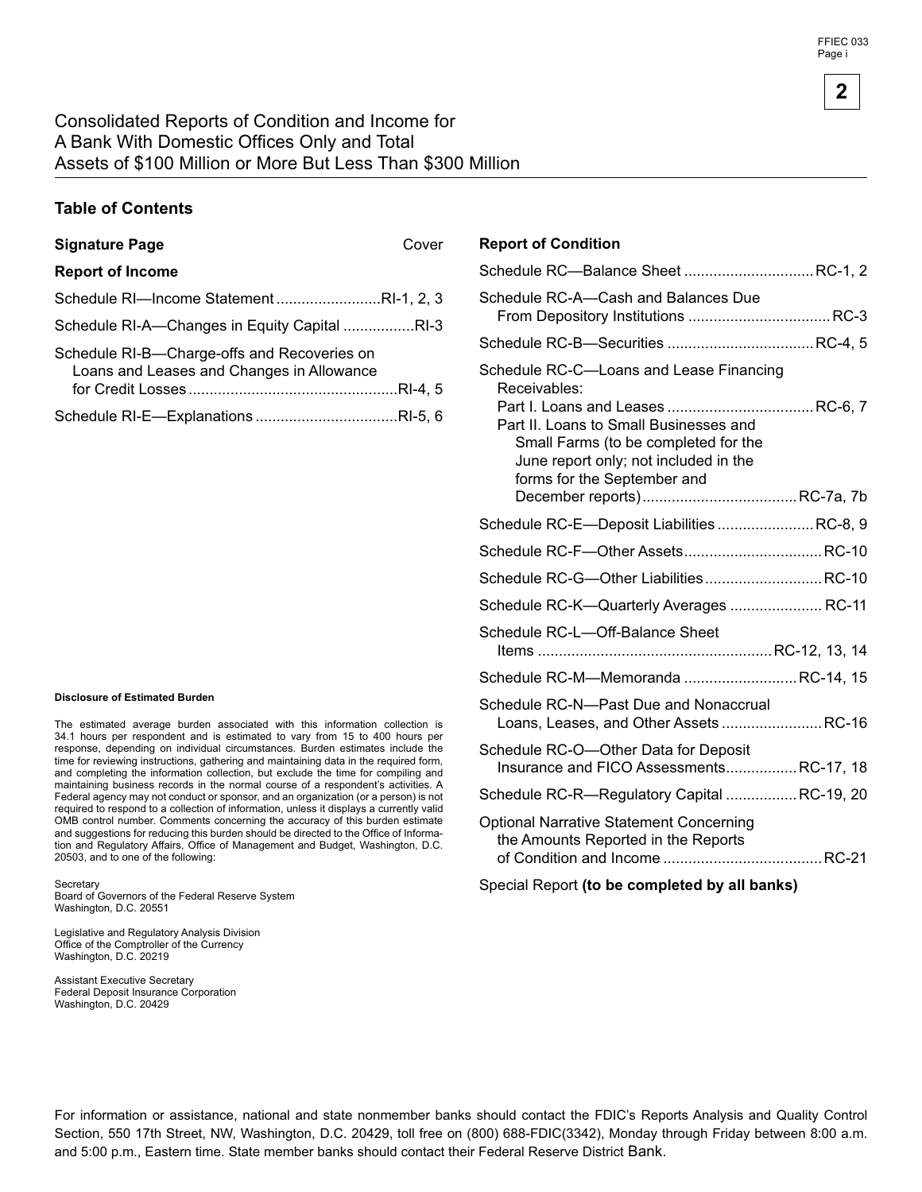# Consolidated Reports of Condition and Income for A Bank With Domestic Offices Only and Total Assets of $100 Million or More But Less Than $300 Million

## Table of Contents

**Signature Page** ........ Cover

**Report of Income**

Schedule RI—Income Statement ........ RI-1, 2, 3

Schedule RI-A—Changes in Equity Capital ........ RI-3

Schedule RI-B—Charge-offs and Recoveries on Loans and Leases and Changes in Allowance for Credit Losses ........ RI-4, 5

Schedule RI-E—Explanations ........ RI-5, 6

**Report of Condition**

Schedule RC—Balance Sheet ........ RC-1, 2

Schedule RC-A—Cash and Balances Due From Depository Institutions ........ RC-3

Schedule RC-B—Securities ........ RC-4, 5

Schedule RC-C—Loans and Lease Financing Receivables:
- Part I. Loans and Leases ........ RC-6, 7
- Part II. Loans to Small Businesses and Small Farms (to be completed for the June report only; not included in the forms for the September and December reports) ........ RC-7a, 7b

Schedule RC-E—Deposit Liabilities ........ RC-8, 9

Schedule RC-F—Other Assets ........ RC-10

Schedule RC-G—Other Liabilities ........ RC-10

Schedule RC-K—Quarterly Averages ........ RC-11

Schedule RC-L—Off-Balance Sheet Items ........ RC-12, 13, 14

Schedule RC-M—Memoranda ........ RC-14, 15

Schedule RC-N—Past Due and Nonaccrual Loans, Leases, and Other Assets ........ RC-16

Schedule RC-O—Other Data for Deposit Insurance and FICO Assessments ........ RC-17, 18

Schedule RC-R—Regulatory Capital ........ RC-19, 20

Optional Narrative Statement Concerning the Amounts Reported in the Reports of Condition and Income ........ RC-21

Special Report **(to be completed by all banks)**

**Disclosure of Estimated Burden**

The estimated average burden associated with this information collection is 34.1 hours per respondent and is estimated to vary from 15 to 400 hours per response, depending on individual circumstances. Burden estimates include the time for reviewing instructions, gathering and maintaining data in the required form, and completing the information collection, but exclude the time for compiling and maintaining business records in the normal course of a respondent's activities. A Federal agency may not conduct or sponsor, and an organization (or a person) is not required to respond to a collection of information, unless it displays a currently valid OMB control number. Comments concerning the accuracy of this burden estimate and suggestions for reducing this burden should be directed to the Office of Information and Regulatory Affairs, Office of Management and Budget, Washington, D.C. 20503, and to one of the following:

Secretary
Board of Governors of the Federal Reserve System
Washington, D.C. 20551

Legislative and Regulatory Analysis Division
Office of the Comptroller of the Currency
Washington, D.C. 20219

Assistant Executive Secretary
Federal Deposit Insurance Corporation
Washington, D.C. 20429

For information or assistance, national and state nonmember banks should contact the FDIC's Reports Analysis and Quality Control Section, 550 17th Street, NW, Washington, D.C. 20429, toll free on (800) 688-FDIC(3342), Monday through Friday between 8:00 a.m. and 5:00 p.m., Eastern time. State member banks should contact their Federal Reserve District Bank.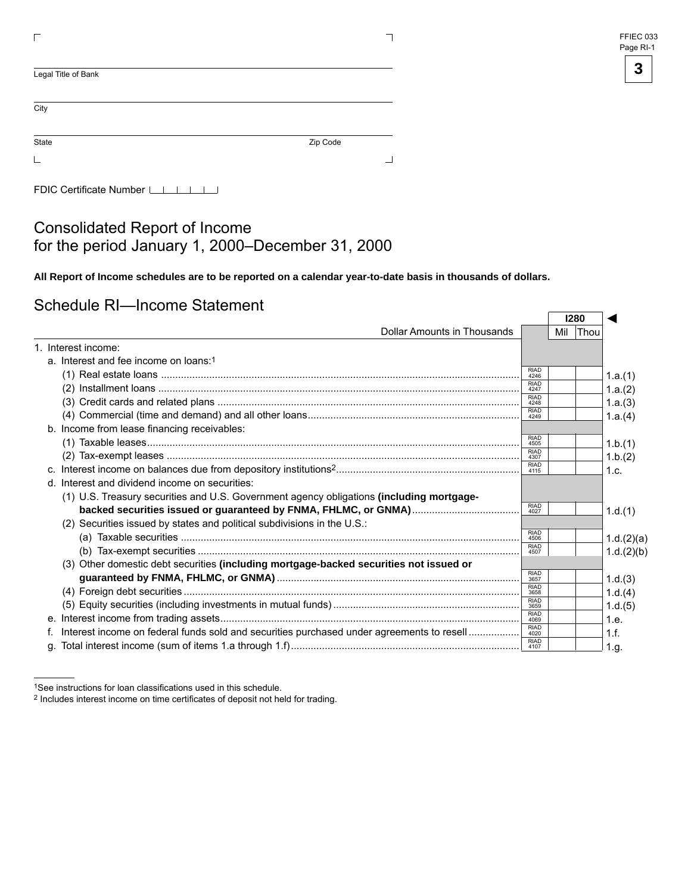FFIEC 033
Page RI-1

Legal Title of Bank

City

State Zip Code

FDIC Certificate Number

# Consolidated Report of Income for the period January 1, 2000–December 31, 2000

**All Report of Income schedules are to be reported on a calendar year-to-date basis in thousands of dollars.**

## Schedule RI—Income Statement

| Dollar Amounts in Thousands | | I280 Mil | Thou | |
|---|---|---|---|---|
| 1. Interest income: | | | | |
| a. Interest and fee income on loans:[1] | | | | |
| (1) Real estate loans | RIAD 4246 | | | 1.a.(1) |
| (2) Installment loans | RIAD 4247 | | | 1.a.(2) |
| (3) Credit cards and related plans | RIAD 4248 | | | 1.a.(3) |
| (4) Commercial (time and demand) and all other loans | RIAD 4249 | | | 1.a.(4) |
| b. Income from lease financing receivables: | | | | |
| (1) Taxable leases | RIAD 4505 | | | 1.b.(1) |
| (2) Tax-exempt leases | RIAD 4307 | | | 1.b.(2) |
| c. Interest income on balances due from depository institutions[2] | RIAD 4115 | | | 1.c. |
| d. Interest and dividend income on securities: | | | | |
| (1) U.S. Treasury securities and U.S. Government agency obligations **(including mortgage-backed securities issued or guaranteed by FNMA, FHLMC, or GNMA)** | RIAD 4027 | | | 1.d.(1) |
| (2) Securities issued by states and political subdivisions in the U.S.: | | | | |
| (a) Taxable securities | RIAD 4506 | | | 1.d.(2)(a) |
| (b) Tax-exempt securities | RIAD 4507 | | | 1.d.(2)(b) |
| (3) Other domestic debt securities **(including mortgage-backed securities not issued or guaranteed by FNMA, FHLMC, or GNMA)** | RIAD 3657 | | | 1.d.(3) |
| (4) Foreign debt securities | RIAD 3658 | | | 1.d.(4) |
| (5) Equity securities (including investments in mutual funds) | RIAD 3659 | | | 1.d.(5) |
| e. Interest income from trading assets | RIAD 4069 | | | 1.e. |
| f. Interest income on federal funds sold and securities purchased under agreements to resell | RIAD 4020 | | | 1.f. |
| g. Total interest income (sum of items 1.a through 1.f) | RIAD 4107 | | | 1.g. |

[1] See instructions for loan classifications used in this schedule.
[2] Includes interest income on time certificates of deposit not held for trading.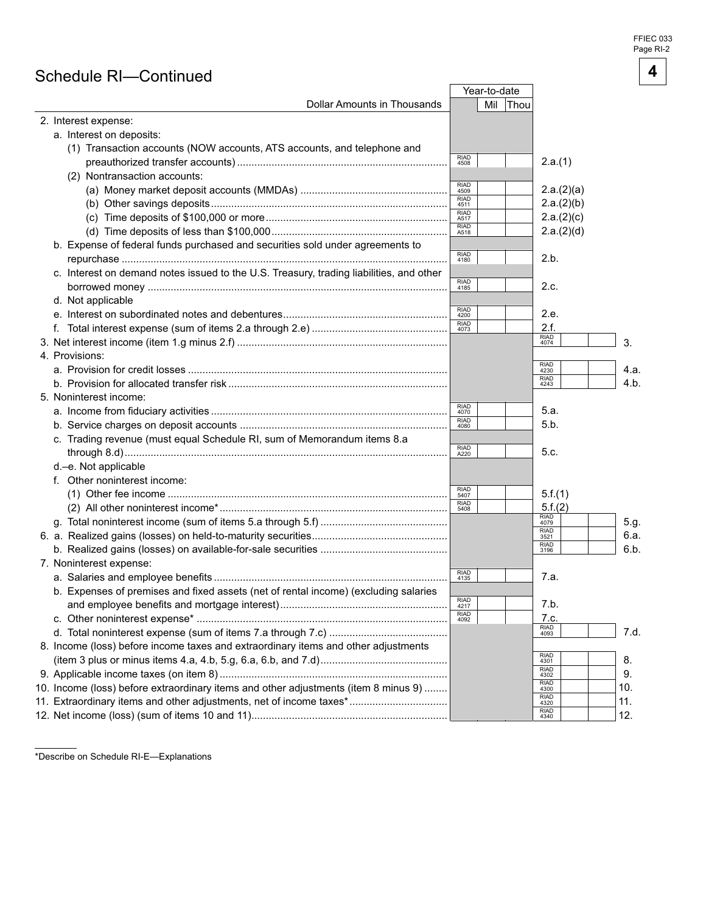FFIEC 033
Page RI-2

## Schedule RI—Continued

| Dollar Amounts in Thousands | Year-to-date | | | |
|---|---|---|---|---|
| | | Mil \| Thou | | |
| 2. Interest expense: | | | | |
| a. Interest on deposits: | | | | |
| (1) Transaction accounts (NOW accounts, ATS accounts, and telephone and preauthorized transfer accounts) | RIAD 4508 | | 2.a.(1) | |
| (2) Nontransaction accounts: | | | | |
| (a) Money market deposit accounts (MMDAs) | RIAD 4509 | | 2.a.(2)(a) | |
| (b) Other savings deposits | RIAD 4511 | | 2.a.(2)(b) | |
| (c) Time deposits of $100,000 or more | RIAD A517 | | 2.a.(2)(c) | |
| (d) Time deposits of less than $100,000 | RIAD A518 | | 2.a.(2)(d) | |
| b. Expense of federal funds purchased and securities sold under agreements to repurchase | RIAD 4180 | | 2.b. | |
| c. Interest on demand notes issued to the U.S. Treasury, trading liabilities, and other borrowed money | RIAD 4185 | | 2.c. | |
| d. Not applicable | | | | |
| e. Interest on subordinated notes and debentures | RIAD 4200 | | 2.e. | |
| f. Total interest expense (sum of items 2.a through 2.e) | RIAD 4073 | | 2.f. | |
| 3. Net interest income (item 1.g minus 2.f) | | | RIAD 4074 | 3. |
| 4. Provisions: | | | | |
| a. Provision for credit losses | | | RIAD 4230 | 4.a. |
| b. Provision for allocated transfer risk | | | RIAD 4243 | 4.b. |
| 5. Noninterest income: | | | | |
| a. Income from fiduciary activities | RIAD 4070 | | 5.a. | |
| b. Service charges on deposit accounts | RIAD 4080 | | 5.b. | |
| c. Trading revenue (must equal Schedule RI, sum of Memorandum items 8.a through 8.d) | RIAD A220 | | 5.c. | |
| d.–e. Not applicable | | | | |
| f. Other noninterest income: | | | | |
| (1) Other fee income | RIAD 5407 | | 5.f.(1) | |
| (2) All other noninterest income* | RIAD 5408 | | 5.f.(2) | |
| g. Total noninterest income (sum of items 5.a through 5.f) | | | RIAD 4079 | 5.g. |
| 6. a. Realized gains (losses) on held-to-maturity securities | | | RIAD 3521 | 6.a. |
| b. Realized gains (losses) on available-for-sale securities | | | RIAD 3196 | 6.b. |
| 7. Noninterest expense: | | | | |
| a. Salaries and employee benefits | RIAD 4135 | | 7.a. | |
| b. Expenses of premises and fixed assets (net of rental income) (excluding salaries and employee benefits and mortgage interest) | RIAD 4217 | | 7.b. | |
| c. Other noninterest expense* | RIAD 4092 | | 7.c. | |
| d. Total noninterest expense (sum of items 7.a through 7.c) | | | RIAD 4093 | 7.d. |
| 8. Income (loss) before income taxes and extraordinary items and other adjustments (item 3 plus or minus items 4.a, 4.b, 5.g, 6.a, 6.b, and 7.d) | | | RIAD 4301 | 8. |
| 9. Applicable income taxes (on item 8) | | | RIAD 4302 | 9. |
| 10. Income (loss) before extraordinary items and other adjustments (item 8 minus 9) | | | RIAD 4300 | 10. |
| 11. Extraordinary items and other adjustments, net of income taxes* | | | RIAD 4320 | 11. |
| 12. Net income (loss) (sum of items 10 and 11) | | | RIAD 4340 | 12. |

*Describe on Schedule RI-E—Explanations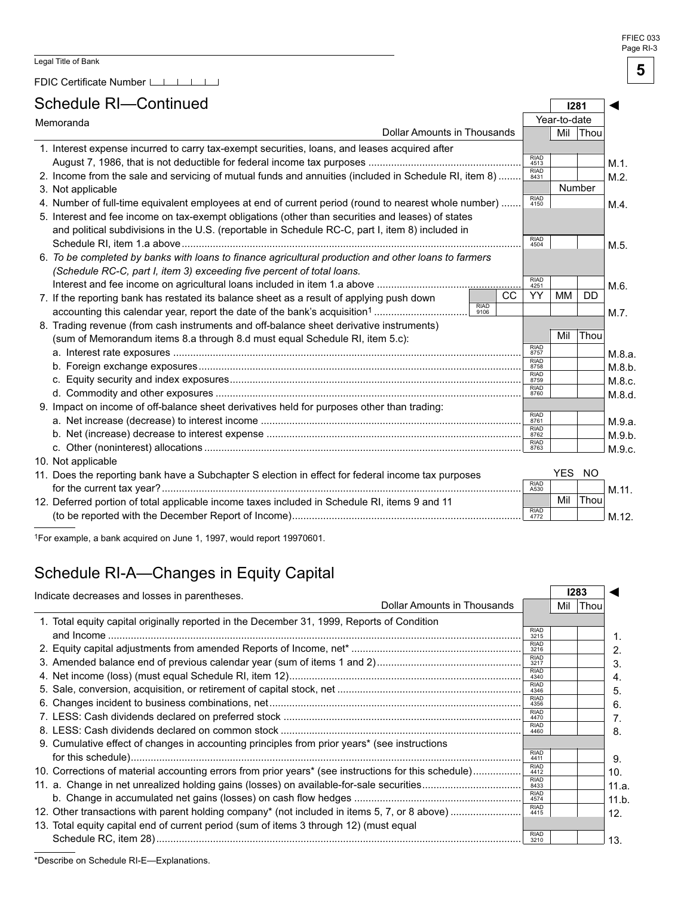Legal Title of Bank

FDIC Certificate Number

# Schedule RI—Continued

## Memoranda

| Dollar Amounts in Thousands | | I281 Year-to-date Mil Thou | |
|---|---|---|---|
| 1. Interest expense incurred to carry tax-exempt securities, loans, and leases acquired after August 7, 1986, that is not deductible for federal income tax purposes | RIAD 4513 | | M.1. |
| 2. Income from the sale and servicing of mutual funds and annuities (included in Schedule RI, item 8) | RIAD 8431 | | M.2. |
| 3. Not applicable | | Number | |
| 4. Number of full-time equivalent employees at end of current period (round to nearest whole number) | RIAD 4150 | | M.4. |
| 5. Interest and fee income on tax-exempt obligations (other than securities and leases) of states and political subdivisions in the U.S. (reportable in Schedule RC-C, part I, item 8) included in Schedule RI, item 1.a above | RIAD 4504 | | M.5. |
| 6. *To be completed by banks with loans to finance agricultural production and other loans to farmers (Schedule RC-C, part I, item 3) exceeding five percent of total loans.* Interest and fee income on agricultural loans included in item 1.a above | RIAD 4251 | | M.6. |
| 7. If the reporting bank has restated its balance sheet as a result of applying push down accounting this calendar year, report the date of the bank's acquisition[1] | RIAD 9106 | CC YY MM DD | M.7. |
| 8. Trading revenue (from cash instruments and off-balance sheet derivative instruments) (sum of Memorandum items 8.a through 8.d must equal Schedule RI, item 5.c): | | Mil Thou | |
| a. Interest rate exposures | RIAD 8757 | | M.8.a. |
| b. Foreign exchange exposures | RIAD 8758 | | M.8.b. |
| c. Equity security and index exposures | RIAD 8759 | | M.8.c. |
| d. Commodity and other exposures | RIAD 8760 | | M.8.d. |
| 9. Impact on income of off-balance sheet derivatives held for purposes other than trading: | | | |
| a. Net increase (decrease) to interest income | RIAD 8761 | | M.9.a. |
| b. Net (increase) decrease to interest expense | RIAD 8762 | | M.9.b. |
| c. Other (noninterest) allocations | RIAD 8763 | | M.9.c. |
| 10. Not applicable | | | |
| 11. Does the reporting bank have a Subchapter S election in effect for federal income tax purposes for the current tax year? | RIAD A530 | YES NO | M.11. |
| 12. Deferred portion of total applicable income taxes included in Schedule RI, items 9 and 11 (to be reported with the December Report of Income) | RIAD 4772 | Mil Thou | M.12. |

[1]For example, a bank acquired on June 1, 1997, would report 19970601.

# Schedule RI-A—Changes in Equity Capital

Indicate decreases and losses in parentheses.

| Dollar Amounts in Thousands | | I283 Mil Thou | |
|---|---|---|---|
| 1. Total equity capital originally reported in the December 31, 1999, Reports of Condition and Income | RIAD 3215 | | 1. |
| 2. Equity capital adjustments from amended Reports of Income, net* | RIAD 3216 | | 2. |
| 3. Amended balance end of previous calendar year (sum of items 1 and 2) | RIAD 3217 | | 3. |
| 4. Net income (loss) (must equal Schedule RI, item 12) | RIAD 4340 | | 4. |
| 5. Sale, conversion, acquisition, or retirement of capital stock, net | RIAD 4346 | | 5. |
| 6. Changes incident to business combinations, net | RIAD 4356 | | 6. |
| 7. LESS: Cash dividends declared on preferred stock | RIAD 4470 | | 7. |
| 8. LESS: Cash dividends declared on common stock | RIAD 4460 | | 8. |
| 9. Cumulative effect of changes in accounting principles from prior years* (see instructions for this schedule) | RIAD 4411 | | 9. |
| 10. Corrections of material accounting errors from prior years* (see instructions for this schedule) | RIAD 4412 | | 10. |
| 11. a. Change in net unrealized holding gains (losses) on available-for-sale securities | RIAD 8433 | | 11.a. |
| b. Change in accumulated net gains (losses) on cash flow hedges | RIAD 4574 | | 11.b. |
| 12. Other transactions with parent holding company* (not included in items 5, 7, or 8 above) | RIAD 4415 | | 12. |
| 13. Total equity capital end of current period (sum of items 3 through 12) (must equal Schedule RC, item 28) | RIAD 3210 | | 13. |

*Describe on Schedule RI-E—Explanations.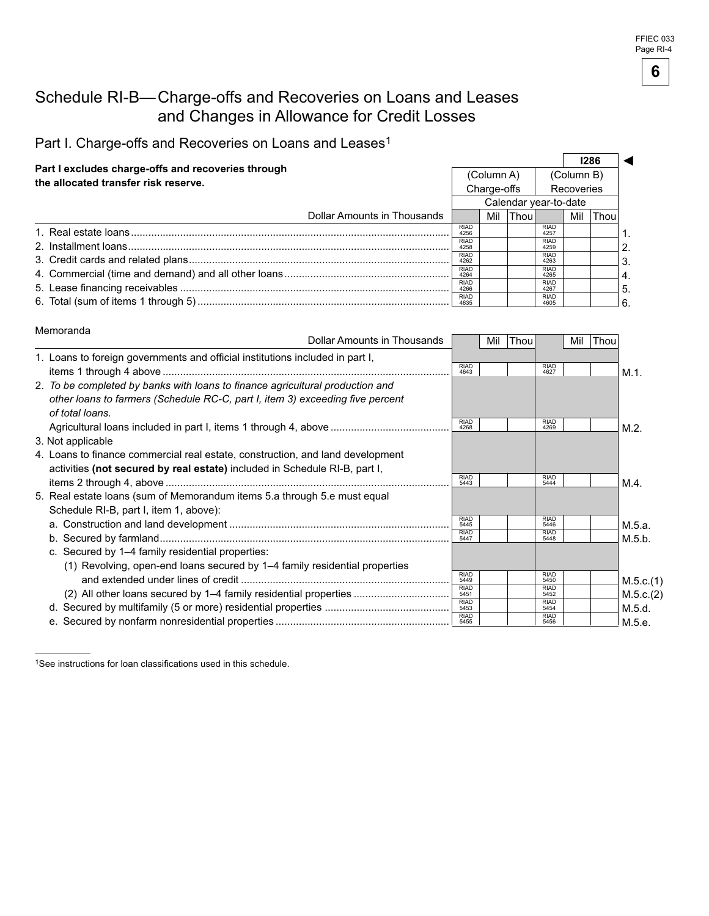# Schedule RI-B—Charge-offs and Recoveries on Loans and Leases and Changes in Allowance for Credit Losses

## Part I. Charge-offs and Recoveries on Loans and Leases[1]

**Part I excludes charge-offs and recoveries through the allocated transfer risk reserve.**

I286 ◄

| Dollar Amounts in Thousands | (Column A) Charge-offs | | | (Column B) Recoveries | | | |
|---|---|---|---|---|---|---|---|
| | Calendar year-to-date | | | | | | |
| | | Mil | Thou | | Mil | Thou | |
| 1. Real estate loans | RIAD 4256 | | | RIAD 4257 | | | 1. |
| 2. Installment loans | RIAD 4258 | | | RIAD 4259 | | | 2. |
| 3. Credit cards and related plans | RIAD 4262 | | | RIAD 4263 | | | 3. |
| 4. Commercial (time and demand) and all other loans | RIAD 4264 | | | RIAD 4265 | | | 4. |
| 5. Lease financing receivables | RIAD 4266 | | | RIAD 4267 | | | 5. |
| 6. Total (sum of items 1 through 5) | RIAD 4635 | | | RIAD 4605 | | | 6. |

Memoranda

| Dollar Amounts in Thousands | | Mil | Thou | | Mil | Thou | |
|---|---|---|---|---|---|---|---|
| 1. Loans to foreign governments and official institutions included in part I, items 1 through 4 above | RIAD 4643 | | | RIAD 4627 | | | M.1. |
| 2. *To be completed by banks with loans to finance agricultural production and other loans to farmers (Schedule RC-C, part I, item 3) exceeding five percent of total loans.* Agricultural loans included in part I, items 1 through 4, above | RIAD 4268 | | | RIAD 4269 | | | M.2. |
| 3. Not applicable | | | | | | | |
| 4. Loans to finance commercial real estate, construction, and land development activities **(not secured by real estate)** included in Schedule RI-B, part I, items 2 through 4, above | RIAD 5443 | | | RIAD 5444 | | | M.4. |
| 5. Real estate loans (sum of Memorandum items 5.a through 5.e must equal Schedule RI-B, part I, item 1, above): | | | | | | | |
| a. Construction and land development | RIAD 5445 | | | RIAD 5446 | | | M.5.a. |
| b. Secured by farmland | RIAD 5447 | | | RIAD 5448 | | | M.5.b. |
| c. Secured by 1–4 family residential properties: | | | | | | | |
| (1) Revolving, open-end loans secured by 1–4 family residential properties and extended under lines of credit | RIAD 5449 | | | RIAD 5450 | | | M.5.c.(1) |
| (2) All other loans secured by 1–4 family residential properties | RIAD 5451 | | | RIAD 5452 | | | M.5.c.(2) |
| d. Secured by multifamily (5 or more) residential properties | RIAD 5453 | | | RIAD 5454 | | | M.5.d. |
| e. Secured by nonfarm nonresidential properties | RIAD 5455 | | | RIAD 5456 | | | M.5.e. |

[1] See instructions for loan classifications used in this schedule.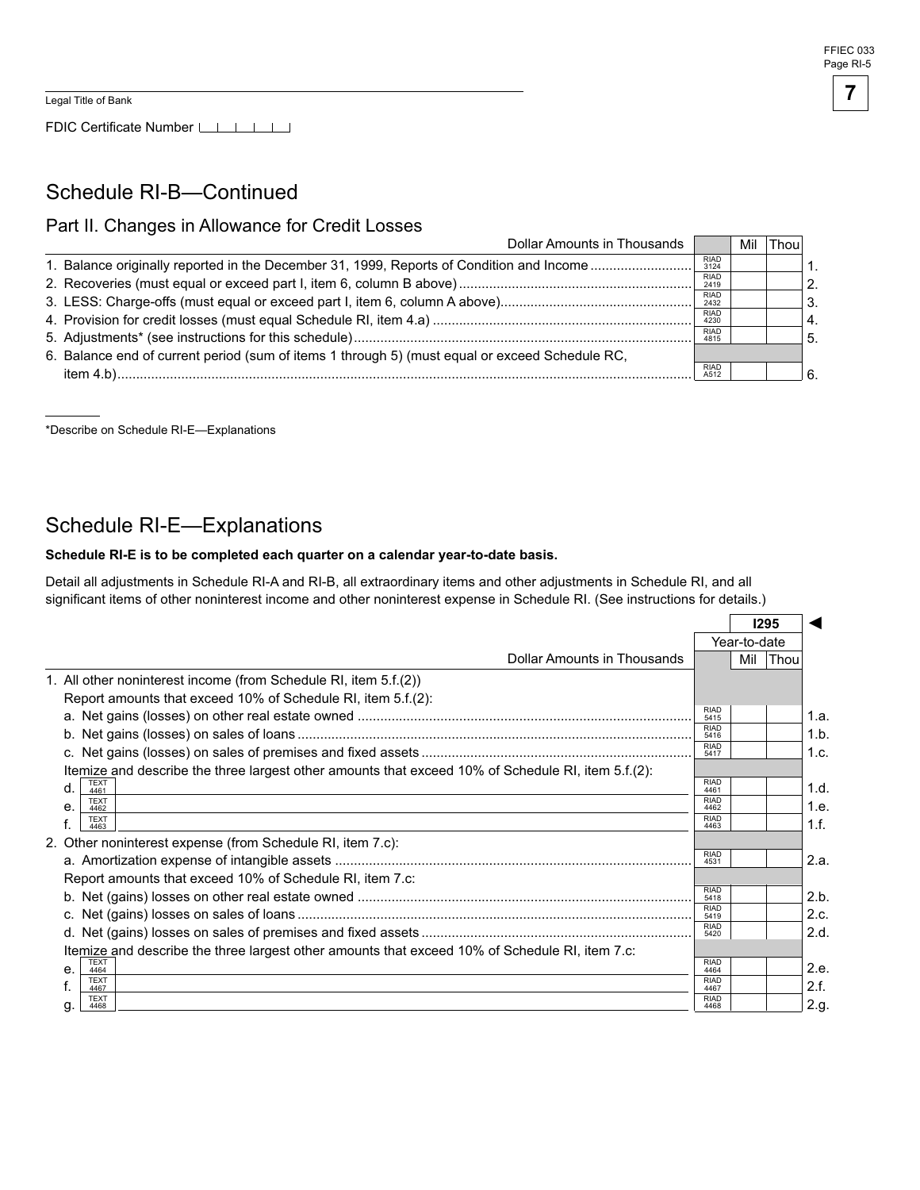Legal Title of Bank

FDIC Certificate Number

# Schedule RI-B—Continued

## Part II. Changes in Allowance for Credit Losses

| Dollar Amounts in Thousands | | Mil | Thou | |
|---|---|---|---|---|
| 1. Balance originally reported in the December 31, 1999, Reports of Condition and Income | RIAD 3124 | | | 1. |
| 2. Recoveries (must equal or exceed part I, item 6, column B above) | RIAD 2419 | | | 2. |
| 3. LESS: Charge-offs (must equal or exceed part I, item 6, column A above) | RIAD 2432 | | | 3. |
| 4. Provision for credit losses (must equal Schedule RI, item 4.a) | RIAD 4230 | | | 4. |
| 5. Adjustments* (see instructions for this schedule) | RIAD 4815 | | | 5. |
| 6. Balance end of current period (sum of items 1 through 5) (must equal or exceed Schedule RC, item 4.b) | RIAD A512 | | | 6. |

*Describe on Schedule RI-E—Explanations

# Schedule RI-E—Explanations

**Schedule RI-E is to be completed each quarter on a calendar year-to-date basis.**

Detail all adjustments in Schedule RI-A and RI-B, all extraordinary items and other adjustments in Schedule RI, and all significant items of other noninterest income and other noninterest expense in Schedule RI. (See instructions for details.)

| | | I295 | | |
|---|---|---|---|---|
| | | Year-to-date | | |
| Dollar Amounts in Thousands | | Mil | Thou | |
| 1. All other noninterest income (from Schedule RI, item 5.f.(2)) | | | | |
| Report amounts that exceed 10% of Schedule RI, item 5.f.(2): | | | | |
| a. Net gains (losses) on other real estate owned | RIAD 5415 | | | 1.a. |
| b. Net gains (losses) on sales of loans | RIAD 5416 | | | 1.b. |
| c. Net gains (losses) on sales of premises and fixed assets | RIAD 5417 | | | 1.c. |
| Itemize and describe the three largest other amounts that exceed 10% of Schedule RI, item 5.f.(2): | | | | |
| d. TEXT 4461 | RIAD 4461 | | | 1.d. |
| e. TEXT 4462 | RIAD 4462 | | | 1.e. |
| f. TEXT 4463 | RIAD 4463 | | | 1.f. |
| 2. Other noninterest expense (from Schedule RI, item 7.c): | | | | |
| a. Amortization expense of intangible assets | RIAD 4531 | | | 2.a. |
| Report amounts that exceed 10% of Schedule RI, item 7.c: | | | | |
| b. Net (gains) losses on other real estate owned | RIAD 5418 | | | 2.b. |
| c. Net (gains) losses on sales of loans | RIAD 5419 | | | 2.c. |
| d. Net (gains) losses on sales of premises and fixed assets | RIAD 5420 | | | 2.d. |
| Itemize and describe the three largest other amounts that exceed 10% of Schedule RI, item 7.c: | | | | |
| e. TEXT 4464 | RIAD 4464 | | | 2.e. |
| f. TEXT 4467 | RIAD 4467 | | | 2.f. |
| g. TEXT 4468 | RIAD 4468 | | | 2.g. |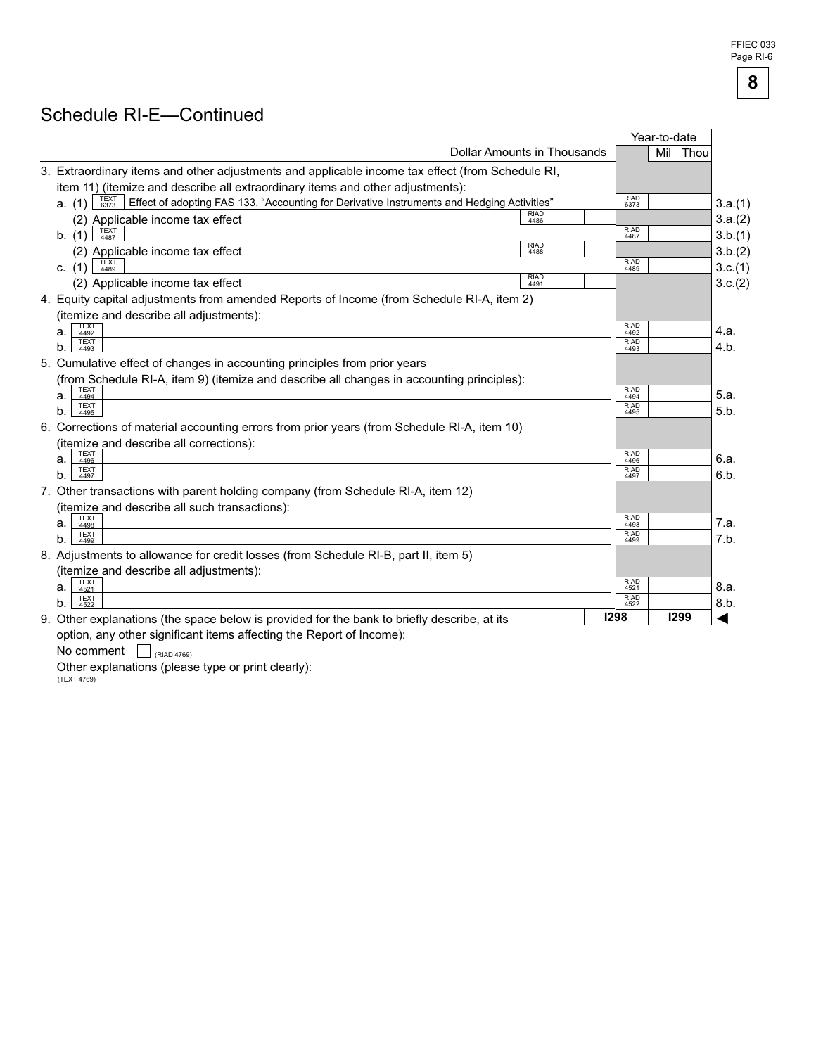# Schedule RI-E—Continued

| Dollar Amounts in Thousands | | Year-to-date Mil Thou | |
|---|---|---|---|
| 3. Extraordinary items and other adjustments and applicable income tax effect (from Schedule RI, item 11) (itemize and describe all extraordinary items and other adjustments): | | | |
| a. (1) TEXT 6373 Effect of adopting FAS 133, "Accounting for Derivative Instruments and Hedging Activities" | | RIAD 6373 | 3.a.(1) |
| (2) Applicable income tax effect | RIAD 4486 | | 3.a.(2) |
| b. (1) TEXT 4487 | | RIAD 4487 | 3.b.(1) |
| (2) Applicable income tax effect | RIAD 4488 | | 3.b.(2) |
| c. (1) TEXT 4489 | | RIAD 4489 | 3.c.(1) |
| (2) Applicable income tax effect | RIAD 4491 | | 3.c.(2) |
| 4. Equity capital adjustments from amended Reports of Income (from Schedule RI-A, item 2) (itemize and describe all adjustments): | | | |
| a. TEXT 4492 | | RIAD 4492 | 4.a. |
| b. TEXT 4493 | | RIAD 4493 | 4.b. |
| 5. Cumulative effect of changes in accounting principles from prior years (from Schedule RI-A, item 9) (itemize and describe all changes in accounting principles): | | | |
| a. TEXT 4494 | | RIAD 4494 | 5.a. |
| b. TEXT 4495 | | RIAD 4495 | 5.b. |
| 6. Corrections of material accounting errors from prior years (from Schedule RI-A, item 10) (itemize and describe all corrections): | | | |
| a. TEXT 4496 | | RIAD 4496 | 6.a. |
| b. TEXT 4497 | | RIAD 4497 | 6.b. |
| 7. Other transactions with parent holding company (from Schedule RI-A, item 12) (itemize and describe all such transactions): | | | |
| a. TEXT 4498 | | RIAD 4498 | 7.a. |
| b. TEXT 4499 | | RIAD 4499 | 7.b. |
| 8. Adjustments to allowance for credit losses (from Schedule RI-B, part II, item 5) (itemize and describe all adjustments): | | | |
| a. TEXT 4521 | | RIAD 4521 | 8.a. |
| b. TEXT 4522 | | RIAD 4522 | 8.b. |

9. Other explanations (the space below is provided for the bank to briefly describe, at its option, any other significant items affecting the Report of Income):

I298 I299 ◄

No comment ☐ (RIAD 4769)

Other explanations (please type or print clearly):
(TEXT 4769)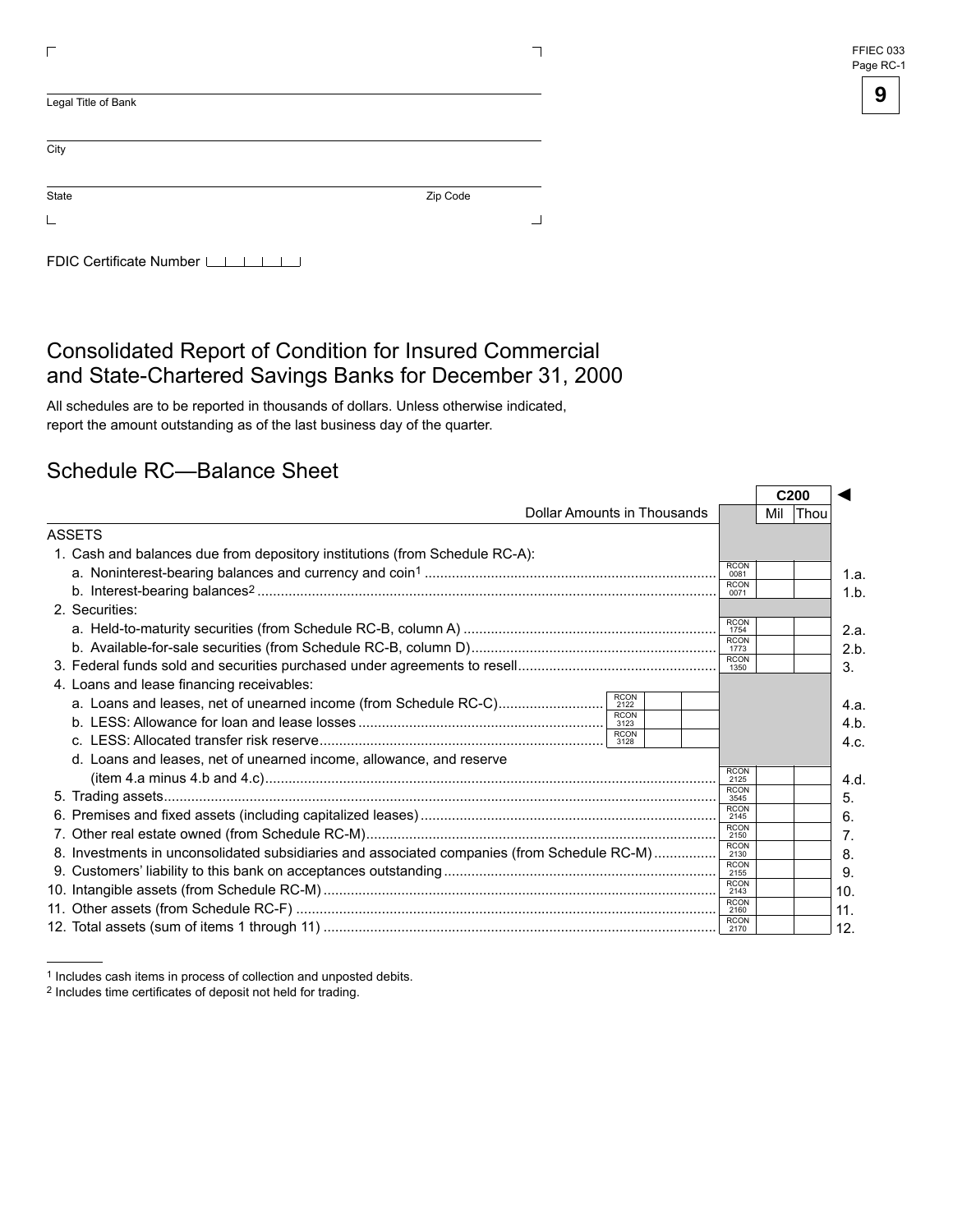FFIEC 033
Page RC-1

Legal Title of Bank

City

State Zip Code

FDIC Certificate Number

# Consolidated Report of Condition for Insured Commercial and State-Chartered Savings Banks for December 31, 2000

All schedules are to be reported in thousands of dollars. Unless otherwise indicated, report the amount outstanding as of the last business day of the quarter.

## Schedule RC—Balance Sheet

| Dollar Amounts in Thousands | | | | C200 Mil | Thou | |
|---|---|---|---|---|---|---|
| ASSETS | | | | | | |
| 1. Cash and balances due from depository institutions (from Schedule RC-A): | | | | | | |
| a. Noninterest-bearing balances and currency and coin[1] | | | RCON 0081 | | | 1.a. |
| b. Interest-bearing balances[2] | | | RCON 0071 | | | 1.b. |
| 2. Securities: | | | | | | |
| a. Held-to-maturity securities (from Schedule RC-B, column A) | | | RCON 1754 | | | 2.a. |
| b. Available-for-sale securities (from Schedule RC-B, column D) | | | RCON 1773 | | | 2.b. |
| 3. Federal funds sold and securities purchased under agreements to resell | | | RCON 1350 | | | 3. |
| 4. Loans and lease financing receivables: | | | | | | |
| a. Loans and leases, net of unearned income (from Schedule RC-C) | RCON 2122 | | | | | 4.a. |
| b. LESS: Allowance for loan and lease losses | RCON 3123 | | | | | 4.b. |
| c. LESS: Allocated transfer risk reserve | RCON 3128 | | | | | 4.c. |
| d. Loans and leases, net of unearned income, allowance, and reserve (item 4.a minus 4.b and 4.c) | | | RCON 2125 | | | 4.d. |
| 5. Trading assets | | | RCON 3545 | | | 5. |
| 6. Premises and fixed assets (including capitalized leases) | | | RCON 2145 | | | 6. |
| 7. Other real estate owned (from Schedule RC-M) | | | RCON 2150 | | | 7. |
| 8. Investments in unconsolidated subsidiaries and associated companies (from Schedule RC-M) | | | RCON 2130 | | | 8. |
| 9. Customers' liability to this bank on acceptances outstanding | | | RCON 2155 | | | 9. |
| 10. Intangible assets (from Schedule RC-M) | | | RCON 2143 | | | 10. |
| 11. Other assets (from Schedule RC-F) | | | RCON 2160 | | | 11. |
| 12. Total assets (sum of items 1 through 11) | | | RCON 2170 | | | 12. |

[1] Includes cash items in process of collection and unposted debits.
[2] Includes time certificates of deposit not held for trading.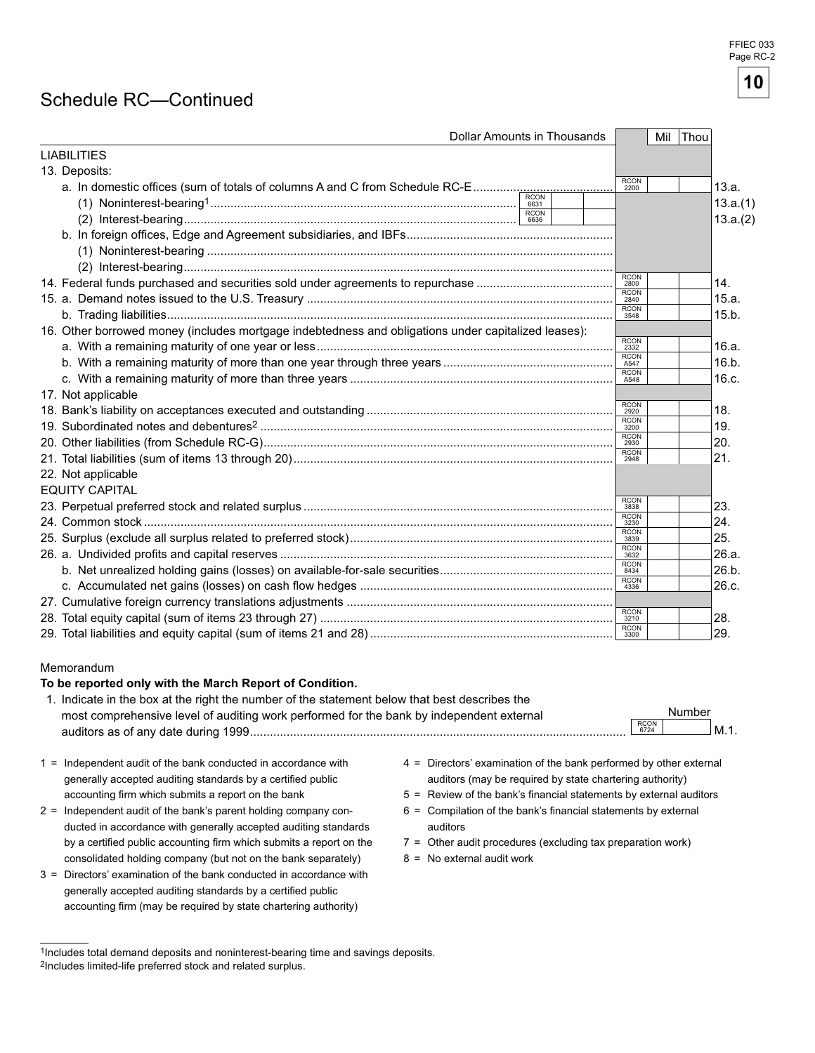# Schedule RC—Continued

| Dollar Amounts in Thousands | | | RCON | Mil | Thou | |
|---|---|---|---|---|---|---|
| **LIABILITIES** | | | | | | |
| 13. Deposits: | | | | | | |
| a. In domestic offices (sum of totals of columns A and C from Schedule RC-E | | | 2200 | | | 13.a. |
| (1) Noninterest-bearing[1] | RCON 6631 | | | | | 13.a.(1) |
| (2) Interest-bearing | RCON 6636 | | | | | 13.a.(2) |
| b. In foreign offices, Edge and Agreement subsidiaries, and IBFs | | | | | | |
| (1) Noninterest-bearing | | | | | | |
| (2) Interest-bearing | | | | | | |
| 14. Federal funds purchased and securities sold under agreements to repurchase | | | 2800 | | | 14. |
| 15. a. Demand notes issued to the U.S. Treasury | | | 2840 | | | 15.a. |
| b. Trading liabilities | | | 3548 | | | 15.b. |
| 16. Other borrowed money (includes mortgage indebtedness and obligations under capitalized leases): | | | | | | |
| a. With a remaining maturity of one year or less | | | 2332 | | | 16.a. |
| b. With a remaining maturity of more than one year through three years | | | A547 | | | 16.b. |
| c. With a remaining maturity of more than three years | | | A548 | | | 16.c. |
| 17. Not applicable | | | | | | |
| 18. Bank's liability on acceptances executed and outstanding | | | 2920 | | | 18. |
| 19. Subordinated notes and debentures[2] | | | 3200 | | | 19. |
| 20. Other liabilities (from Schedule RC-G) | | | 2930 | | | 20. |
| 21. Total liabilities (sum of items 13 through 20) | | | 2948 | | | 21. |
| 22. Not applicable | | | | | | |
| **EQUITY CAPITAL** | | | | | | |
| 23. Perpetual preferred stock and related surplus | | | 3838 | | | 23. |
| 24. Common stock | | | 3230 | | | 24. |
| 25. Surplus (exclude all surplus related to preferred stock) | | | 3839 | | | 25. |
| 26. a. Undivided profits and capital reserves | | | 3632 | | | 26.a. |
| b. Net unrealized holding gains (losses) on available-for-sale securities | | | 8434 | | | 26.b. |
| c. Accumulated net gains (losses) on cash flow hedges | | | 4336 | | | 26.c. |
| 27. Cumulative foreign currency translations adjustments | | | | | | |
| 28. Total equity capital (sum of items 23 through 27) | | | 3210 | | | 28. |
| 29. Total liabilities and equity capital (sum of items 21 and 28) | | | 3300 | | | 29. |

Memorandum

**To be reported only with the March Report of Condition.**

1. Indicate in the box at the right the number of the statement below that best describes the most comprehensive level of auditing work performed for the bank by independent external auditors as of any date during 1999 ........ RCON 6724 Number ______ M.1.

1 = Independent audit of the bank conducted in accordance with generally accepted auditing standards by a certified public accounting firm which submits a report on the bank

2 = Independent audit of the bank's parent holding company conducted in accordance with generally accepted auditing standards by a certified public accounting firm which submits a report on the consolidated holding company (but not on the bank separately)

3 = Directors' examination of the bank conducted in accordance with generally accepted auditing standards by a certified public accounting firm (may be required by state chartering authority)

4 = Directors' examination of the bank performed by other external auditors (may be required by state chartering authority)

5 = Review of the bank's financial statements by external auditors

6 = Compilation of the bank's financial statements by external auditors

7 = Other audit procedures (excluding tax preparation work)

8 = No external audit work

---

[1] Includes total demand deposits and noninterest-bearing time and savings deposits.

[2] Includes limited-life preferred stock and related surplus.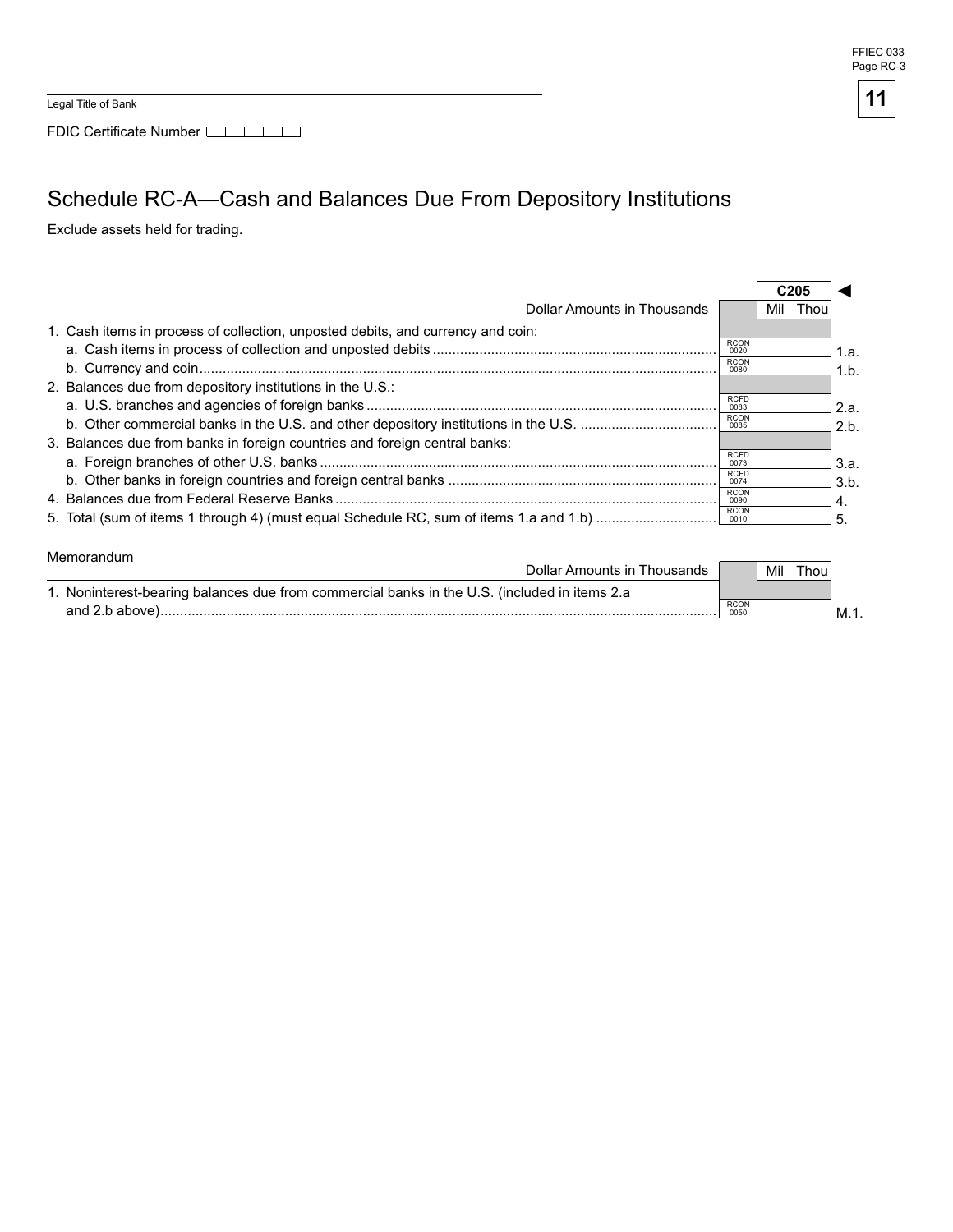Legal Title of Bank

FDIC Certificate Number

# Schedule RC-A—Cash and Balances Due From Depository Institutions

Exclude assets held for trading.

| Dollar Amounts in Thousands | | C205 Mil Thou | |
|---|---|---|---|
| 1. Cash items in process of collection, unposted debits, and currency and coin: | | | |
| a. Cash items in process of collection and unposted debits | RCON 0020 | | 1.a. |
| b. Currency and coin | RCON 0080 | | 1.b. |
| 2. Balances due from depository institutions in the U.S.: | | | |
| a. U.S. branches and agencies of foreign banks | RCFD 0083 | | 2.a. |
| b. Other commercial banks in the U.S. and other depository institutions in the U.S. | RCON 0085 | | 2.b. |
| 3. Balances due from banks in foreign countries and foreign central banks: | | | |
| a. Foreign branches of other U.S. banks | RCFD 0073 | | 3.a. |
| b. Other banks in foreign countries and foreign central banks | RCFD 0074 | | 3.b. |
| 4. Balances due from Federal Reserve Banks | RCON 0090 | | 4. |
| 5. Total (sum of items 1 through 4) (must equal Schedule RC, sum of items 1.a and 1.b) | RCON 0010 | | 5. |

Memorandum

| Dollar Amounts in Thousands | | Mil Thou | |
|---|---|---|---|
| 1. Noninterest-bearing balances due from commercial banks in the U.S. (included in items 2.a and 2.b above) | RCON 0050 | | M.1. |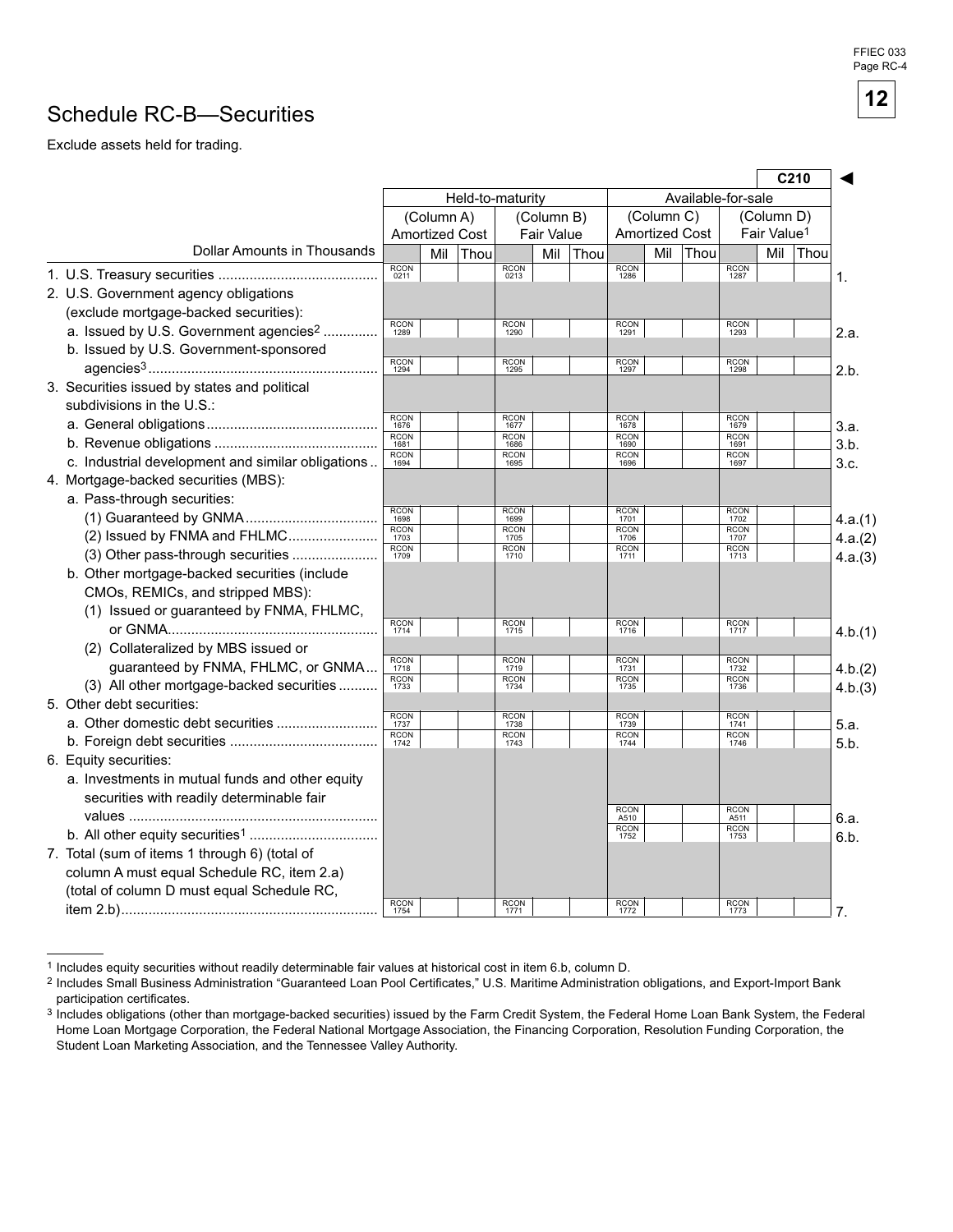# Schedule RC-B—Securities

Exclude assets held for trading.

C210

| Dollar Amounts in Thousands | Held-to-maturity | | Available-for-sale | | |
|---|---|---|---|---|---|
| | (Column A) Amortized Cost | (Column B) Fair Value | (Column C) Amortized Cost | (Column D) Fair Value[1] | |
| 1. U.S. Treasury securities | RCON 0211 | RCON 0213 | RCON 1286 | RCON 1287 | 1. |
| 2. U.S. Government agency obligations (exclude mortgage-backed securities): | | | | | |
| a. Issued by U.S. Government agencies[2] | RCON 1289 | RCON 1290 | RCON 1291 | RCON 1293 | 2.a. |
| b. Issued by U.S. Government-sponsored agencies[3] | RCON 1294 | RCON 1295 | RCON 1297 | RCON 1298 | 2.b. |
| 3. Securities issued by states and political subdivisions in the U.S.: | | | | | |
| a. General obligations | RCON 1676 | RCON 1677 | RCON 1678 | RCON 1679 | 3.a. |
| b. Revenue obligations | RCON 1681 | RCON 1686 | RCON 1690 | RCON 1691 | 3.b. |
| c. Industrial development and similar obligations | RCON 1694 | RCON 1695 | RCON 1696 | RCON 1697 | 3.c. |
| 4. Mortgage-backed securities (MBS): | | | | | |
| a. Pass-through securities: | | | | | |
| (1) Guaranteed by GNMA | RCON 1698 | RCON 1699 | RCON 1701 | RCON 1702 | 4.a.(1) |
| (2) Issued by FNMA and FHLMC | RCON 1703 | RCON 1705 | RCON 1706 | RCON 1707 | 4.a.(2) |
| (3) Other pass-through securities | RCON 1709 | RCON 1710 | RCON 1711 | RCON 1713 | 4.a.(3) |
| b. Other mortgage-backed securities (include CMOs, REMICs, and stripped MBS): | | | | | |
| (1) Issued or guaranteed by FNMA, FHLMC, or GNMA | RCON 1714 | RCON 1715 | RCON 1716 | RCON 1717 | 4.b.(1) |
| (2) Collateralized by MBS issued or guaranteed by FNMA, FHLMC, or GNMA | RCON 1718 | RCON 1719 | RCON 1731 | RCON 1732 | 4.b.(2) |
| (3) All other mortgage-backed securities | RCON 1733 | RCON 1734 | RCON 1735 | RCON 1736 | 4.b.(3) |
| 5. Other debt securities: | | | | | |
| a. Other domestic debt securities | RCON 1737 | RCON 1738 | RCON 1739 | RCON 1741 | 5.a. |
| b. Foreign debt securities | RCON 1742 | RCON 1743 | RCON 1744 | RCON 1746 | 5.b. |
| 6. Equity securities: | | | | | |
| a. Investments in mutual funds and other equity securities with readily determinable fair values | | | RCON A510 | RCON A511 | 6.a. |
| b. All other equity securities[1] | | | RCON 1752 | RCON 1753 | 6.b. |
| 7. Total (sum of items 1 through 6) (total of column A must equal Schedule RC, item 2.a) (total of column D must equal Schedule RC, item 2.b) | RCON 1754 | RCON 1771 | RCON 1772 | RCON 1773 | 7. |

[1] Includes equity securities without readily determinable fair values at historical cost in item 6.b, column D.

[2] Includes Small Business Administration "Guaranteed Loan Pool Certificates," U.S. Maritime Administration obligations, and Export-Import Bank participation certificates.

[3] Includes obligations (other than mortgage-backed securities) issued by the Farm Credit System, the Federal Home Loan Bank System, the Federal Home Loan Mortgage Corporation, the Federal National Mortgage Association, the Financing Corporation, Resolution Funding Corporation, the Student Loan Marketing Association, and the Tennessee Valley Authority.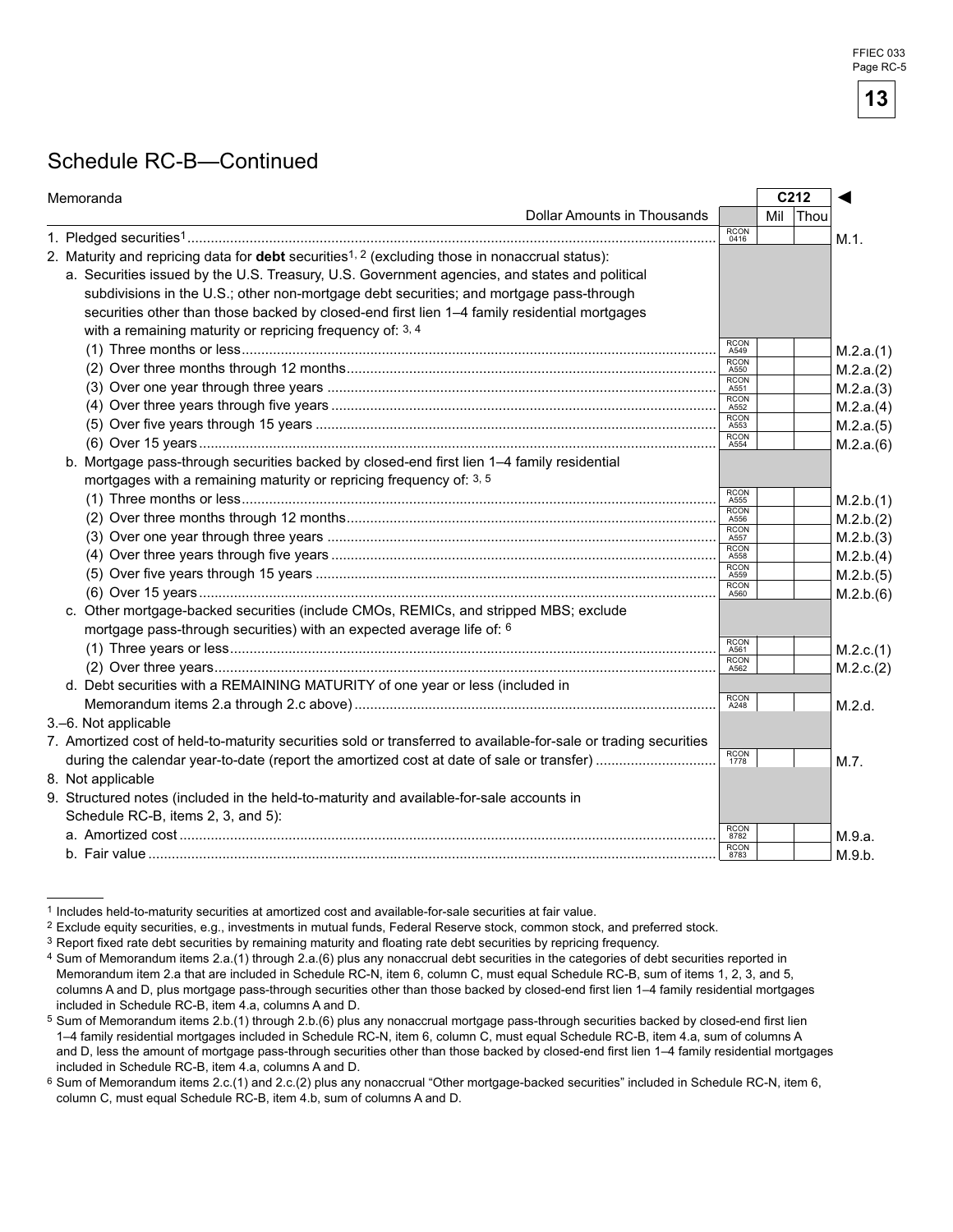## Schedule RC-B—Continued

| Memoranda | | C212 | | |
|---|---|---|---|---|
| Dollar Amounts in Thousands | | Mil | Thou | |
| 1. Pledged securities[1] | RCON 0416 | | | M.1. |
| 2. Maturity and repricing data for **debt** securities[1, 2] (excluding those in nonaccrual status): | | | | |
| a. Securities issued by the U.S. Treasury, U.S. Government agencies, and states and political subdivisions in the U.S.; other non-mortgage debt securities; and mortgage pass-through securities other than those backed by closed-end first lien 1–4 family residential mortgages with a remaining maturity or repricing frequency of: [3, 4] | | | | |
| (1) Three months or less | RCON A549 | | | M.2.a.(1) |
| (2) Over three months through 12 months | RCON A550 | | | M.2.a.(2) |
| (3) Over one year through three years | RCON A551 | | | M.2.a.(3) |
| (4) Over three years through five years | RCON A552 | | | M.2.a.(4) |
| (5) Over five years through 15 years | RCON A553 | | | M.2.a.(5) |
| (6) Over 15 years | RCON A554 | | | M.2.a.(6) |
| b. Mortgage pass-through securities backed by closed-end first lien 1–4 family residential mortgages with a remaining maturity or repricing frequency of: [3, 5] | | | | |
| (1) Three months or less | RCON A555 | | | M.2.b.(1) |
| (2) Over three months through 12 months | RCON A556 | | | M.2.b.(2) |
| (3) Over one year through three years | RCON A557 | | | M.2.b.(3) |
| (4) Over three years through five years | RCON A558 | | | M.2.b.(4) |
| (5) Over five years through 15 years | RCON A559 | | | M.2.b.(5) |
| (6) Over 15 years | RCON A560 | | | M.2.b.(6) |
| c. Other mortgage-backed securities (include CMOs, REMICs, and stripped MBS; exclude mortgage pass-through securities) with an expected average life of: [6] | | | | |
| (1) Three years or less | RCON A561 | | | M.2.c.(1) |
| (2) Over three years | RCON A562 | | | M.2.c.(2) |
| d. Debt securities with a REMAINING MATURITY of one year or less (included in Memorandum items 2.a through 2.c above) | RCON A248 | | | M.2.d. |
| 3.–6. Not applicable | | | | |
| 7. Amortized cost of held-to-maturity securities sold or transferred to available-for-sale or trading securities during the calendar year-to-date (report the amortized cost at date of sale or transfer) | RCON 1778 | | | M.7. |
| 8. Not applicable | | | | |
| 9. Structured notes (included in the held-to-maturity and available-for-sale accounts in Schedule RC-B, items 2, 3, and 5): | | | | |
| a. Amortized cost | RCON 8782 | | | M.9.a. |
| b. Fair value | RCON 8783 | | | M.9.b. |

---

[1] Includes held-to-maturity securities at amortized cost and available-for-sale securities at fair value.

[2] Exclude equity securities, e.g., investments in mutual funds, Federal Reserve stock, common stock, and preferred stock.

[3] Report fixed rate debt securities by remaining maturity and floating rate debt securities by repricing frequency.

[4] Sum of Memorandum items 2.a.(1) through 2.a.(6) plus any nonaccrual debt securities in the categories of debt securities reported in Memorandum item 2.a that are included in Schedule RC-N, item 6, column C, must equal Schedule RC-B, sum of items 1, 2, 3, and 5, columns A and D, plus mortgage pass-through securities other than those backed by closed-end first lien 1–4 family residential mortgages included in Schedule RC-B, item 4.a, columns A and D.

[5] Sum of Memorandum items 2.b.(1) through 2.b.(6) plus any nonaccrual mortgage pass-through securities backed by closed-end first lien 1–4 family residential mortgages included in Schedule RC-N, item 6, column C, must equal Schedule RC-B, item 4.a, sum of columns A and D, less the amount of mortgage pass-through securities other than those backed by closed-end first lien 1–4 family residential mortgages included in Schedule RC-B, item 4.a, columns A and D.

[6] Sum of Memorandum items 2.c.(1) and 2.c.(2) plus any nonaccrual "Other mortgage-backed securities" included in Schedule RC-N, item 6, column C, must equal Schedule RC-B, item 4.b, sum of columns A and D.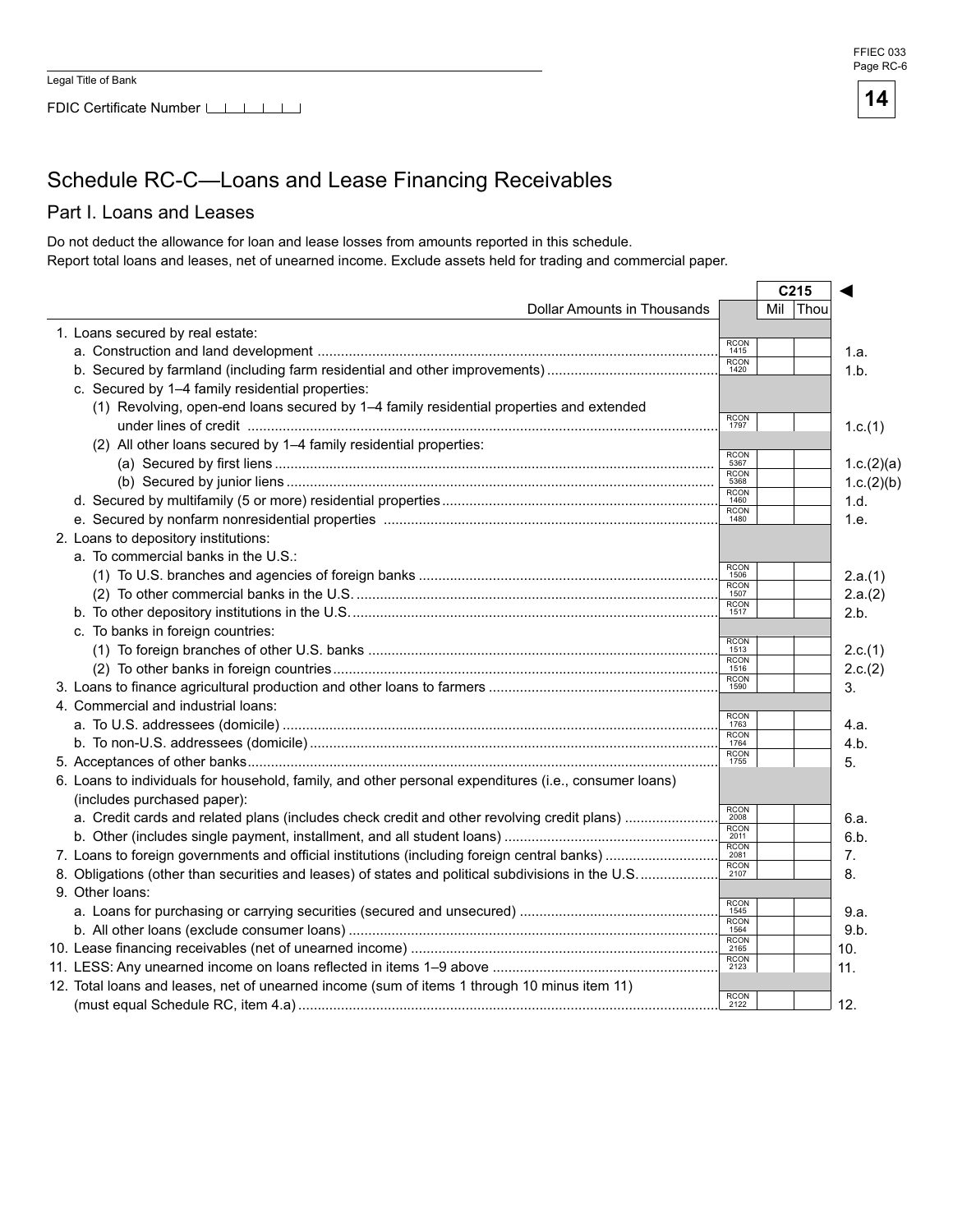Legal Title of Bank

FDIC Certificate Number

# Schedule RC-C—Loans and Lease Financing Receivables

## Part I. Loans and Leases

Do not deduct the allowance for loan and lease losses from amounts reported in this schedule.
Report total loans and leases, net of unearned income. Exclude assets held for trading and commercial paper.

| Dollar Amounts in Thousands | | C215 Mil | Thou | |
|---|---|---|---|---|
| 1. Loans secured by real estate: | | | | |
| a. Construction and land development | RCON 1415 | | | 1.a. |
| b. Secured by farmland (including farm residential and other improvements) | RCON 1420 | | | 1.b. |
| c. Secured by 1–4 family residential properties: | | | | |
| (1) Revolving, open-end loans secured by 1–4 family residential properties and extended under lines of credit | RCON 1797 | | | 1.c.(1) |
| (2) All other loans secured by 1–4 family residential properties: | | | | |
| (a) Secured by first liens | RCON 5367 | | | 1.c.(2)(a) |
| (b) Secured by junior liens | RCON 5368 | | | 1.c.(2)(b) |
| d. Secured by multifamily (5 or more) residential properties | RCON 1460 | | | 1.d. |
| e. Secured by nonfarm nonresidential properties | RCON 1480 | | | 1.e. |
| 2. Loans to depository institutions: | | | | |
| a. To commercial banks in the U.S.: | | | | |
| (1) To U.S. branches and agencies of foreign banks | RCON 1506 | | | 2.a.(1) |
| (2) To other commercial banks in the U.S. | RCON 1507 | | | 2.a.(2) |
| b. To other depository institutions in the U.S. | RCON 1517 | | | 2.b. |
| c. To banks in foreign countries: | | | | |
| (1) To foreign branches of other U.S. banks | RCON 1513 | | | 2.c.(1) |
| (2) To other banks in foreign countries | RCON 1516 | | | 2.c.(2) |
| 3. Loans to finance agricultural production and other loans to farmers | RCON 1590 | | | 3. |
| 4. Commercial and industrial loans: | | | | |
| a. To U.S. addressees (domicile) | RCON 1763 | | | 4.a. |
| b. To non-U.S. addressees (domicile) | RCON 1764 | | | 4.b. |
| 5. Acceptances of other banks | RCON 1755 | | | 5. |
| 6. Loans to individuals for household, family, and other personal expenditures (i.e., consumer loans) (includes purchased paper): | | | | |
| a. Credit cards and related plans (includes check credit and other revolving credit plans) | RCON 2008 | | | 6.a. |
| b. Other (includes single payment, installment, and all student loans) | RCON 2011 | | | 6.b. |
| 7. Loans to foreign governments and official institutions (including foreign central banks) | RCON 2081 | | | 7. |
| 8. Obligations (other than securities and leases) of states and political subdivisions in the U.S. | RCON 2107 | | | 8. |
| 9. Other loans: | | | | |
| a. Loans for purchasing or carrying securities (secured and unsecured) | RCON 1545 | | | 9.a. |
| b. All other loans (exclude consumer loans) | RCON 1564 | | | 9.b. |
| 10. Lease financing receivables (net of unearned income) | RCON 2165 | | | 10. |
| 11. LESS: Any unearned income on loans reflected in items 1–9 above | RCON 2123 | | | 11. |
| 12. Total loans and leases, net of unearned income (sum of items 1 through 10 minus item 11) (must equal Schedule RC, item 4.a) | RCON 2122 | | | 12. |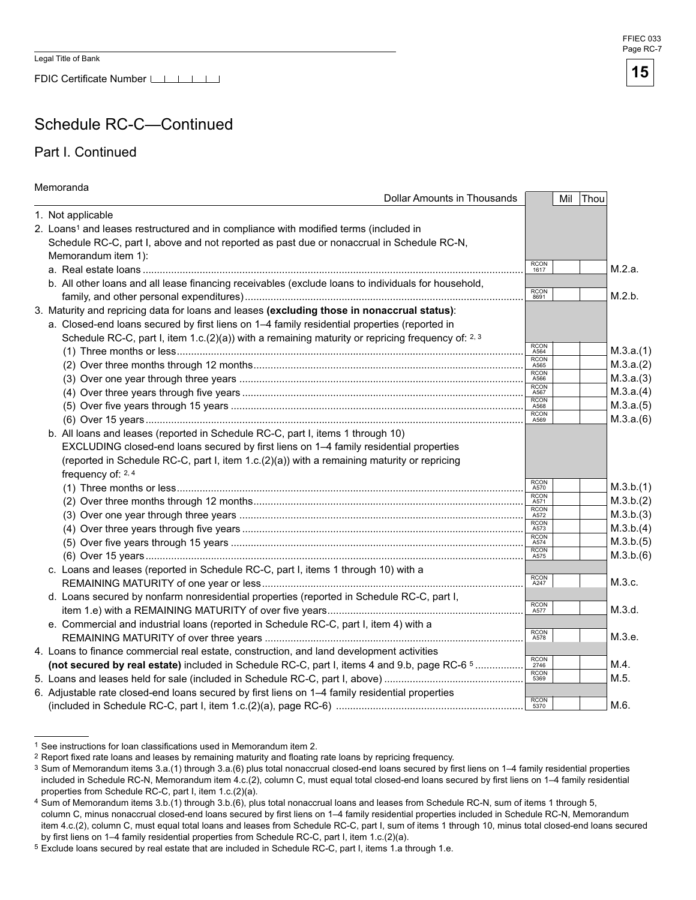Legal Title of Bank

FDIC Certificate Number

# Schedule RC-C—Continued

## Part I. Continued

Memoranda

| Dollar Amounts in Thousands | | Mil Thou | |
|---|---|---|---|
| 1. Not applicable | | | |
| 2. Loans[1] and leases restructured and in compliance with modified terms (included in Schedule RC-C, part I, above and not reported as past due or nonaccrual in Schedule RC-N, Memorandum item 1): | | | |
| a. Real estate loans | RCON 1617 | | M.2.a. |
| b. All other loans and all lease financing receivables (exclude loans to individuals for household, family, and other personal expenditures) | RCON 8691 | | M.2.b. |
| 3. Maturity and repricing data for loans and leases **(excluding those in nonaccrual status)**: | | | |
| a. Closed-end loans secured by first liens on 1–4 family residential properties (reported in Schedule RC-C, part I, item 1.c.(2)(a)) with a remaining maturity or repricing frequency of: [2, 3] | | | |
| (1) Three months or less | RCON A564 | | M.3.a.(1) |
| (2) Over three months through 12 months | RCON A565 | | M.3.a.(2) |
| (3) Over one year through three years | RCON A566 | | M.3.a.(3) |
| (4) Over three years through five years | RCON A567 | | M.3.a.(4) |
| (5) Over five years through 15 years | RCON A568 | | M.3.a.(5) |
| (6) Over 15 years | RCON A569 | | M.3.a.(6) |
| b. All loans and leases (reported in Schedule RC-C, part I, items 1 through 10) EXCLUDING closed-end loans secured by first liens on 1–4 family residential properties (reported in Schedule RC-C, part I, item 1.c.(2)(a)) with a remaining maturity or repricing frequency of: [2, 4] | | | |
| (1) Three months or less | RCON A570 | | M.3.b.(1) |
| (2) Over three months through 12 months | RCON A571 | | M.3.b.(2) |
| (3) Over one year through three years | RCON A572 | | M.3.b.(3) |
| (4) Over three years through five years | RCON A573 | | M.3.b.(4) |
| (5) Over five years through 15 years | RCON A574 | | M.3.b.(5) |
| (6) Over 15 years | RCON A575 | | M.3.b.(6) |
| c. Loans and leases (reported in Schedule RC-C, part I, items 1 through 10) with a REMAINING MATURITY of one year or less | RCON A247 | | M.3.c. |
| d. Loans secured by nonfarm nonresidential properties (reported in Schedule RC-C, part I, item 1.e) with a REMAINING MATURITY of over five years | RCON A577 | | M.3.d. |
| e. Commercial and industrial loans (reported in Schedule RC-C, part I, item 4) with a REMAINING MATURITY of over three years | RCON A578 | | M.3.e. |
| 4. Loans to finance commercial real estate, construction, and land development activities **(not secured by real estate)** included in Schedule RC-C, part I, items 4 and 9.b, page RC-6 [5] | RCON 2746 | | M.4. |
| 5. Loans and leases held for sale (included in Schedule RC-C, part I, above) | RCON 5369 | | M.5. |
| 6. Adjustable rate closed-end loans secured by first liens on 1–4 family residential properties (included in Schedule RC-C, part I, item 1.c.(2)(a), page RC-6) | RCON 5370 | | M.6. |

[1] See instructions for loan classifications used in Memorandum item 2.

[2] Report fixed rate loans and leases by remaining maturity and floating rate loans by repricing frequency.

[3] Sum of Memorandum items 3.a.(1) through 3.a.(6) plus total nonaccrual closed-end loans secured by first liens on 1–4 family residential properties included in Schedule RC-N, Memorandum item 4.c.(2), column C, must equal total closed-end loans secured by first liens on 1–4 family residential properties from Schedule RC-C, part I, item 1.c.(2)(a).

[4] Sum of Memorandum items 3.b.(1) through 3.b.(6), plus total nonaccrual loans and leases from Schedule RC-N, sum of items 1 through 5, column C, minus nonaccrual closed-end loans secured by first liens on 1–4 family residential properties included in Schedule RC-N, Memorandum item 4.c.(2), column C, must equal total loans and leases from Schedule RC-C, part I, sum of items 1 through 10, minus total closed-end loans secured by first liens on 1–4 family residential properties from Schedule RC-C, part I, item 1.c.(2)(a).

[5] Exclude loans secured by real estate that are included in Schedule RC-C, part I, items 1.a through 1.e.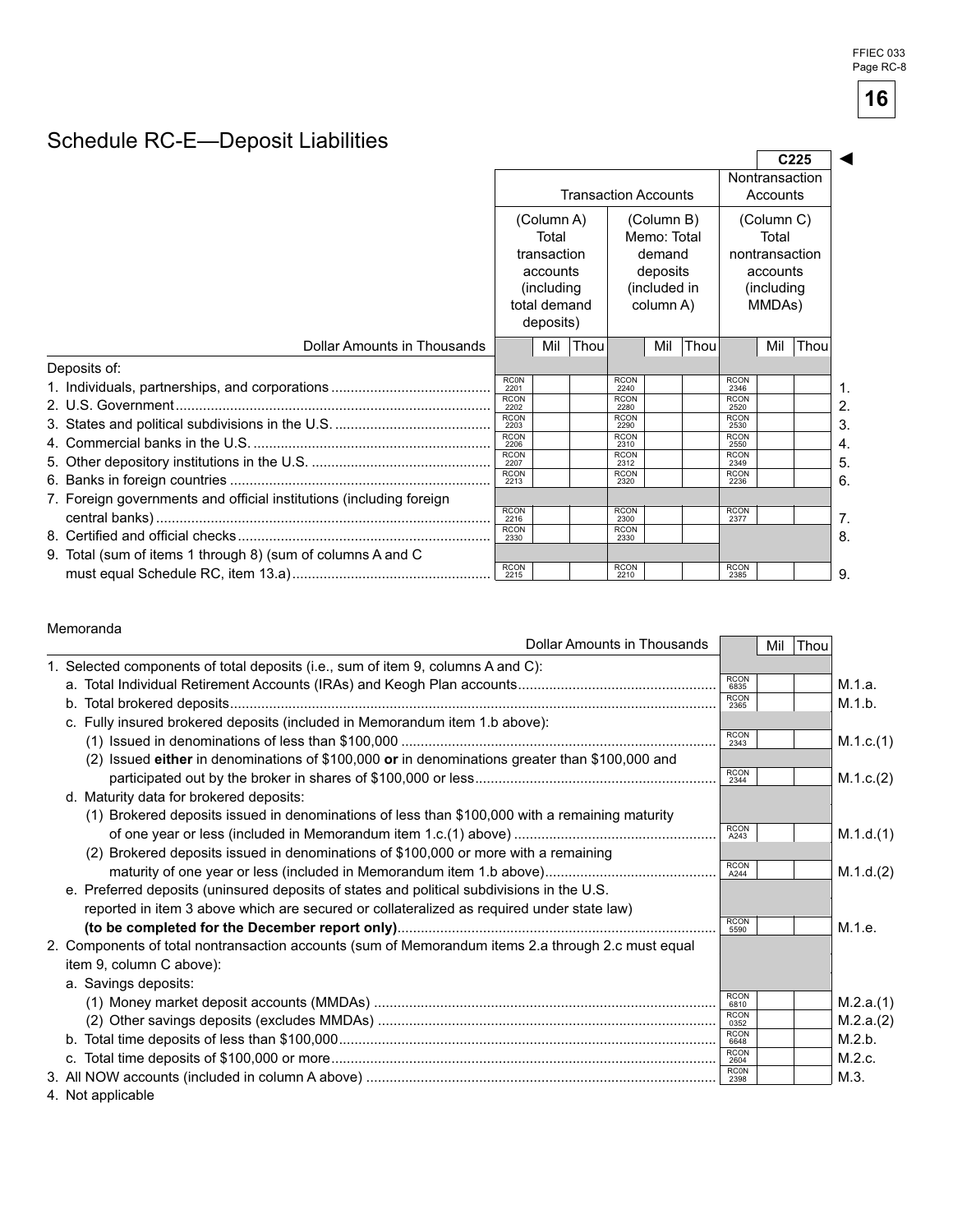# Schedule RC-E—Deposit Liabilities

C225 ◄

| | Transaction Accounts | | Nontransaction Accounts | |
|---|---|---|---|---|
| Dollar Amounts in Thousands | (Column A) Total transaction accounts (including total demand deposits) | (Column B) Memo: Total demand deposits (included in column A) | (Column C) Total nontransaction accounts (including MMDAs) | |
| Deposits of: | | | | |
| 1. Individuals, partnerships, and corporations | RCON 2201 | RCON 2240 | RCON 2346 | 1. |
| 2. U.S. Government | RCON 2202 | RCON 2280 | RCON 2520 | 2. |
| 3. States and political subdivisions in the U.S. | RCON 2203 | RCON 2290 | RCON 2530 | 3. |
| 4. Commercial banks in the U.S. | RCON 2206 | RCON 2310 | RCON 2550 | 4. |
| 5. Other depository institutions in the U.S. | RCON 2207 | RCON 2312 | RCON 2349 | 5. |
| 6. Banks in foreign countries | RCON 2213 | RCON 2320 | RCON 2236 | 6. |
| 7. Foreign governments and official institutions (including foreign central banks) | RCON 2216 | RCON 2300 | RCON 2377 | 7. |
| 8. Certified and official checks | RCON 2330 | RCON 2330 | | 8. |
| 9. Total (sum of items 1 through 8) (sum of columns A and C must equal Schedule RC, item 13.a) | RCON 2215 | RCON 2210 | RCON 2385 | 9. |

Memoranda

| Dollar Amounts in Thousands | Mil Thou | |
|---|---|---|
| 1. Selected components of total deposits (i.e., sum of item 9, columns A and C): | | |
| a. Total Individual Retirement Accounts (IRAs) and Keogh Plan accounts | RCON 6835 | M.1.a. |
| b. Total brokered deposits | RCON 2365 | M.1.b. |
| c. Fully insured brokered deposits (included in Memorandum item 1.b above): | | |
| (1) Issued in denominations of less than $100,000 | RCON 2343 | M.1.c.(1) |
| (2) Issued **either** in denominations of $100,000 **or** in denominations greater than $100,000 and participated out by the broker in shares of $100,000 or less | RCON 2344 | M.1.c.(2) |
| d. Maturity data for brokered deposits: | | |
| (1) Brokered deposits issued in denominations of less than $100,000 with a remaining maturity of one year or less (included in Memorandum item 1.c.(1) above) | RCON A243 | M.1.d.(1) |
| (2) Brokered deposits issued in denominations of $100,000 or more with a remaining maturity of one year or less (included in Memorandum item 1.b above) | RCON A244 | M.1.d.(2) |
| e. Preferred deposits (uninsured deposits of states and political subdivisions in the U.S. reported in item 3 above which are secured or collateralized as required under state law) **(to be completed for the December report only)** | RCON 5590 | M.1.e. |
| 2. Components of total nontransaction accounts (sum of Memorandum items 2.a through 2.c must equal item 9, column C above): | | |
| a. Savings deposits: | | |
| (1) Money market deposit accounts (MMDAs) | RCON 6810 | M.2.a.(1) |
| (2) Other savings deposits (excludes MMDAs) | RCON 0352 | M.2.a.(2) |
| b. Total time deposits of less than $100,000 | RCON 6648 | M.2.b. |
| c. Total time deposits of $100,000 or more | RCON 2604 | M.2.c. |
| 3. All NOW accounts (included in column A above) | RCON 2398 | M.3. |
| 4. Not applicable | | |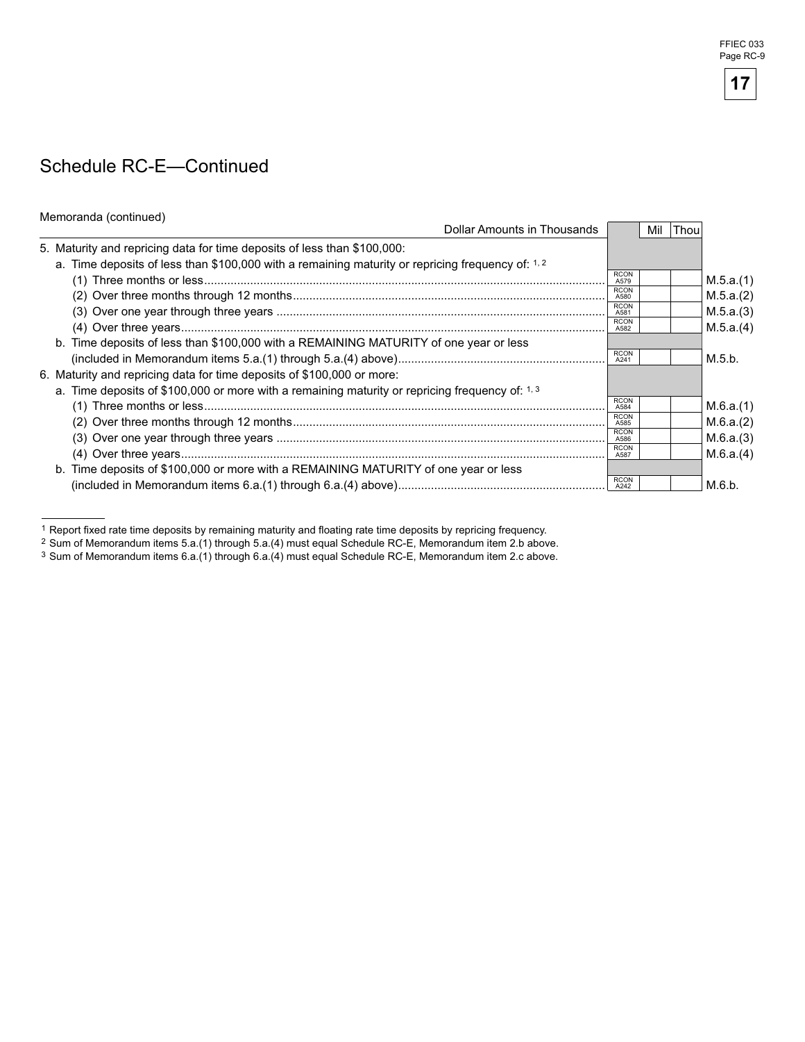## Schedule RC-E—Continued

Memoranda (continued)

| Dollar Amounts in Thousands | | Mil | Thou | |
|---|---|---|---|---|
| 5. Maturity and repricing data for time deposits of less than $100,000: | | | | |
| a. Time deposits of less than $100,000 with a remaining maturity or repricing frequency of: [1,2] | | | | |
| (1) Three months or less | RCON A579 | | | M.5.a.(1) |
| (2) Over three months through 12 months | RCON A580 | | | M.5.a.(2) |
| (3) Over one year through three years | RCON A581 | | | M.5.a.(3) |
| (4) Over three years | RCON A582 | | | M.5.a.(4) |
| b. Time deposits of less than $100,000 with a REMAINING MATURITY of one year or less (included in Memorandum items 5.a.(1) through 5.a.(4) above) | RCON A241 | | | M.5.b. |
| 6. Maturity and repricing data for time deposits of $100,000 or more: | | | | |
| a. Time deposits of $100,000 or more with a remaining maturity or repricing frequency of: [1,3] | | | | |
| (1) Three months or less | RCON A584 | | | M.6.a.(1) |
| (2) Over three months through 12 months | RCON A585 | | | M.6.a.(2) |
| (3) Over one year through three years | RCON A586 | | | M.6.a.(3) |
| (4) Over three years | RCON A587 | | | M.6.a.(4) |
| b. Time deposits of $100,000 or more with a REMAINING MATURITY of one year or less (included in Memorandum items 6.a.(1) through 6.a.(4) above) | RCON A242 | | | M.6.b. |

[1] Report fixed rate time deposits by remaining maturity and floating rate time deposits by repricing frequency.
[2] Sum of Memorandum items 5.a.(1) through 5.a.(4) must equal Schedule RC-E, Memorandum item 2.b above.
[3] Sum of Memorandum items 6.a.(1) through 6.a.(4) must equal Schedule RC-E, Memorandum item 2.c above.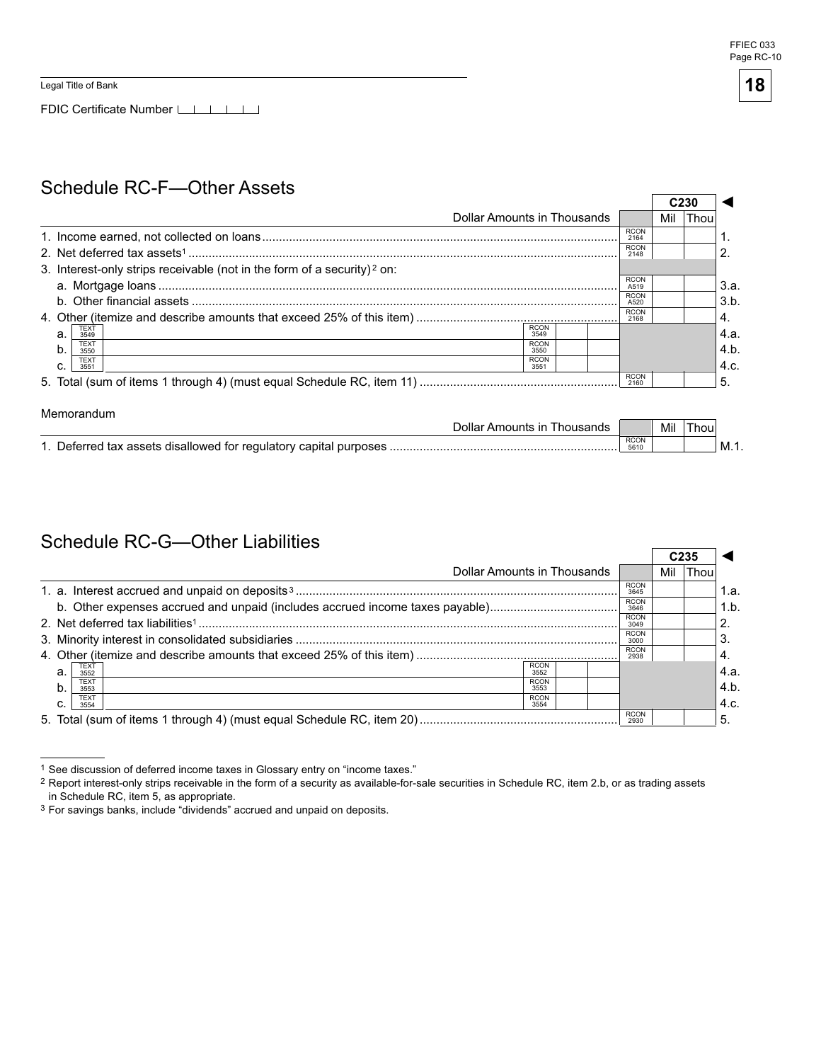Legal Title of Bank

FDIC Certificate Number

## Schedule RC-F—Other Assets

| Dollar Amounts in Thousands | | | | RCON | Mil | Thou | C230 |
|---|---|---|---|---|---|---|---|
| 1. Income earned, not collected on loans | | | | 2164 | | | 1. |
| 2. Net deferred tax assets[1] | | | | 2148 | | | 2. |
| 3. Interest-only strips receivable (not in the form of a security)[2] on: | | | | | | | |
| a. Mortgage loans | | | | A519 | | | 3.a. |
| b. Other financial assets | | | | A520 | | | 3.b. |
| 4. Other (itemize and describe amounts that exceed 25% of this item) | | | | 2168 | | | 4. |
| a. TEXT 3549 | RCON 3549 | | | | | | 4.a. |
| b. TEXT 3550 | RCON 3550 | | | | | | 4.b. |
| c. TEXT 3551 | RCON 3551 | | | | | | 4.c. |
| 5. Total (sum of items 1 through 4) (must equal Schedule RC, item 11) | | | | 2160 | | | 5. |

### Memorandum

| Dollar Amounts in Thousands | RCON | Mil | Thou | |
|---|---|---|---|---|
| 1. Deferred tax assets disallowed for regulatory capital purposes | 5610 | | | M.1. |

## Schedule RC-G—Other Liabilities

| Dollar Amounts in Thousands | | | | RCON | Mil | Thou | C235 |
|---|---|---|---|---|---|---|---|
| 1. a. Interest accrued and unpaid on deposits[3] | | | | 3645 | | | 1.a. |
| b. Other expenses accrued and unpaid (includes accrued income taxes payable) | | | | 3646 | | | 1.b. |
| 2. Net deferred tax liabilities[1] | | | | 3049 | | | 2. |
| 3. Minority interest in consolidated subsidiaries | | | | 3000 | | | 3. |
| 4. Other (itemize and describe amounts that exceed 25% of this item) | | | | 2938 | | | 4. |
| a. TEXT 3552 | RCON 3552 | | | | | | 4.a. |
| b. TEXT 3553 | RCON 3553 | | | | | | 4.b. |
| c. TEXT 3554 | RCON 3554 | | | | | | 4.c. |
| 5. Total (sum of items 1 through 4) (must equal Schedule RC, item 20) | | | | 2930 | | | 5. |

[1] See discussion of deferred income taxes in Glossary entry on "income taxes."

[2] Report interest-only strips receivable in the form of a security as available-for-sale securities in Schedule RC, item 2.b, or as trading assets in Schedule RC, item 5, as appropriate.

[3] For savings banks, include "dividends" accrued and unpaid on deposits.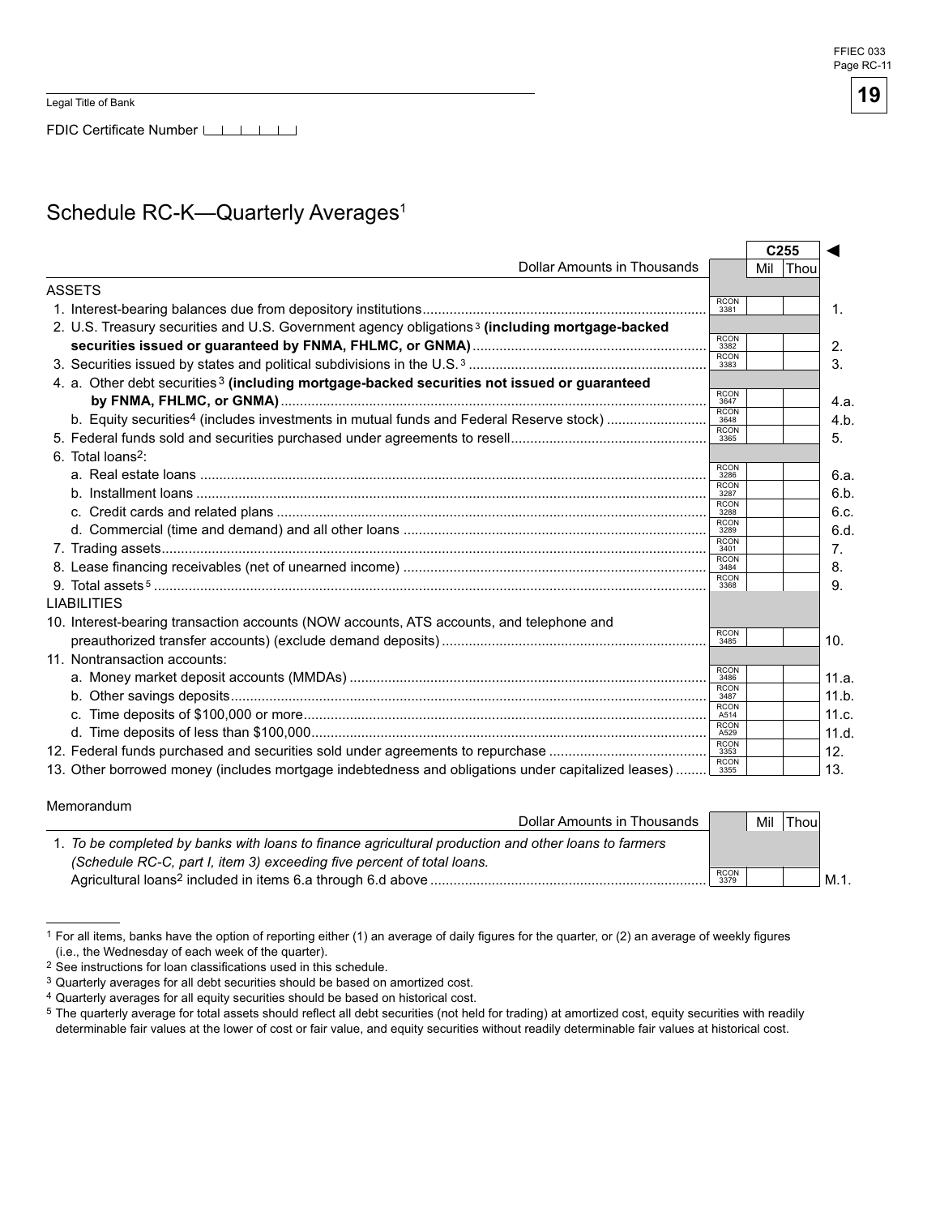FFIEC 033
Page RC-11

Legal Title of Bank

FDIC Certificate Number

# Schedule RC-K—Quarterly Averages[1]

| Dollar Amounts in Thousands | | C255 Mil Thou | |
|---|---|---|---|
| **ASSETS** | | | |
| 1. Interest-bearing balances due from depository institutions | RCON 3381 | | 1. |
| 2. U.S. Treasury securities and U.S. Government agency obligations[3] **(including mortgage-backed securities issued or guaranteed by FNMA, FHLMC, or GNMA)** | RCON 3382 | | 2. |
| 3. Securities issued by states and political subdivisions in the U.S.[3] | RCON 3383 | | 3. |
| 4. a. Other debt securities[3] **(including mortgage-backed securities not issued or guaranteed by FNMA, FHLMC, or GNMA)** | RCON 3647 | | 4.a. |
| b. Equity securities[4] (includes investments in mutual funds and Federal Reserve stock) | RCON 3648 | | 4.b. |
| 5. Federal funds sold and securities purchased under agreements to resell | RCON 3365 | | 5. |
| 6. Total loans[2]: | | | |
| a. Real estate loans | RCON 3286 | | 6.a. |
| b. Installment loans | RCON 3287 | | 6.b. |
| c. Credit cards and related plans | RCON 3288 | | 6.c. |
| d. Commercial (time and demand) and all other loans | RCON 3289 | | 6.d. |
| 7. Trading assets | RCON 3401 | | 7. |
| 8. Lease financing receivables (net of unearned income) | RCON 3484 | | 8. |
| 9. Total assets[5] | RCON 3368 | | 9. |
| **LIABILITIES** | | | |
| 10. Interest-bearing transaction accounts (NOW accounts, ATS accounts, and telephone and preauthorized transfer accounts) (exclude demand deposits) | RCON 3485 | | 10. |
| 11. Nontransaction accounts: | | | |
| a. Money market deposit accounts (MMDAs) | RCON 3486 | | 11.a. |
| b. Other savings deposits | RCON 3487 | | 11.b. |
| c. Time deposits of $100,000 or more | RCON A514 | | 11.c. |
| d. Time deposits of less than $100,000 | RCON A529 | | 11.d. |
| 12. Federal funds purchased and securities sold under agreements to repurchase | RCON 3353 | | 12. |
| 13. Other borrowed money (includes mortgage indebtedness and obligations under capitalized leases) | RCON 3355 | | 13. |

Memorandum

| Dollar Amounts in Thousands | | Mil Thou | |
|---|---|---|---|
| 1. *To be completed by banks with loans to finance agricultural production and other loans to farmers (Schedule RC-C, part I, item 3) exceeding five percent of total loans.* Agricultural loans[2] included in items 6.a through 6.d above | RCON 3379 | | M.1. |

[1] For all items, banks have the option of reporting either (1) an average of daily figures for the quarter, or (2) an average of weekly figures (i.e., the Wednesday of each week of the quarter).

[2] See instructions for loan classifications used in this schedule.

[3] Quarterly averages for all debt securities should be based on amortized cost.

[4] Quarterly averages for all equity securities should be based on historical cost.

[5] The quarterly average for total assets should reflect all debt securities (not held for trading) at amortized cost, equity securities with readily determinable fair values at the lower of cost or fair value, and equity securities without readily determinable fair values at historical cost.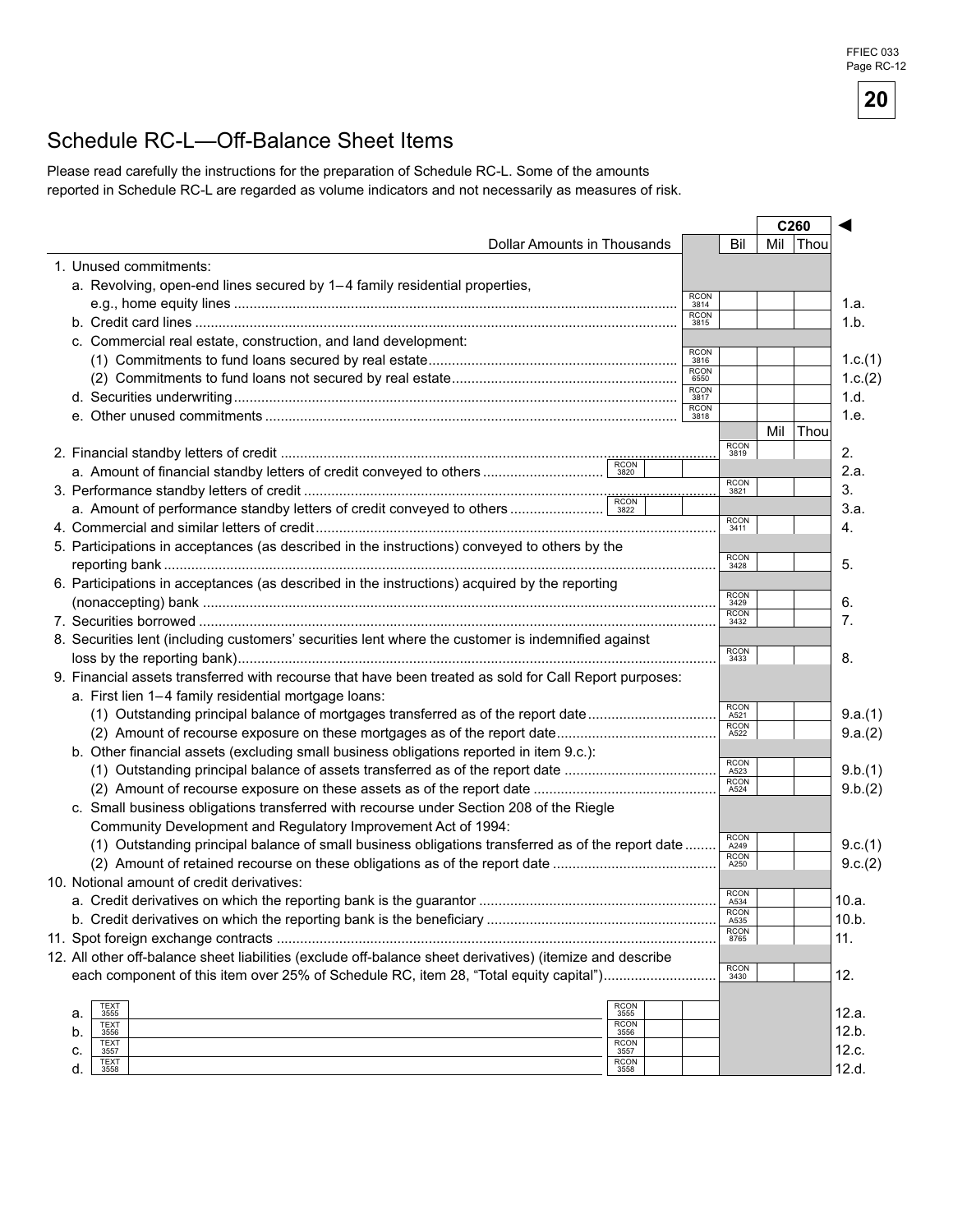# Schedule RC-L—Off-Balance Sheet Items

Please read carefully the instructions for the preparation of Schedule RC-L. Some of the amounts reported in Schedule RC-L are regarded as volume indicators and not necessarily as measures of risk.

| Dollar Amounts in Thousands | | | | Bil | Mil | Thou | |
|---|---|---|---|---|---|---|---|
| | | | | | C260 | | ◄ |
| 1. Unused commitments: | | | | | | | |
| a. Revolving, open-end lines secured by 1–4 family residential properties, e.g., home equity lines | | | RCON 3814 | | | | 1.a. |
| b. Credit card lines | | | RCON 3815 | | | | 1.b. |
| c. Commercial real estate, construction, and land development: | | | | | | | |
| (1) Commitments to fund loans secured by real estate | | | RCON 3816 | | | | 1.c.(1) |
| (2) Commitments to fund loans not secured by real estate | | | RCON 6550 | | | | 1.c.(2) |
| d. Securities underwriting | | | RCON 3817 | | | | 1.d. |
| e. Other unused commitments | | | RCON 3818 | | | | 1.e. |
| | | | | | Mil | Thou | |
| 2. Financial standby letters of credit | | | | RCON 3819 | | | 2. |
| a. Amount of financial standby letters of credit conveyed to others | RCON 3820 | | | | | | 2.a. |
| 3. Performance standby letters of credit | | | | RCON 3821 | | | 3. |
| a. Amount of performance standby letters of credit conveyed to others | RCON 3822 | | | | | | 3.a. |
| 4. Commercial and similar letters of credit | | | | RCON 3411 | | | 4. |
| 5. Participations in acceptances (as described in the instructions) conveyed to others by the reporting bank | | | | RCON 3428 | | | 5. |
| 6. Participations in acceptances (as described in the instructions) acquired by the reporting (nonaccepting) bank | | | | RCON 3429 | | | 6. |
| 7. Securities borrowed | | | | RCON 3432 | | | 7. |
| 8. Securities lent (including customers' securities lent where the customer is indemnified against loss by the reporting bank) | | | | RCON 3433 | | | 8. |
| 9. Financial assets transferred with recourse that have been treated as sold for Call Report purposes: | | | | | | | |
| a. First lien 1–4 family residential mortgage loans: | | | | | | | |
| (1) Outstanding principal balance of mortgages transferred as of the report date | | | | RCON A521 | | | 9.a.(1) |
| (2) Amount of recourse exposure on these mortgages as of the report date | | | | RCON A522 | | | 9.a.(2) |
| b. Other financial assets (excluding small business obligations reported in item 9.c.): | | | | | | | |
| (1) Outstanding principal balance of assets transferred as of the report date | | | | RCON A523 | | | 9.b.(1) |
| (2) Amount of recourse exposure on these assets as of the report date | | | | RCON A524 | | | 9.b.(2) |
| c. Small business obligations transferred with recourse under Section 208 of the Riegle Community Development and Regulatory Improvement Act of 1994: | | | | | | | |
| (1) Outstanding principal balance of small business obligations transferred as of the report date | | | | RCON A249 | | | 9.c.(1) |
| (2) Amount of retained recourse on these obligations as of the report date | | | | RCON A250 | | | 9.c.(2) |
| 10. Notional amount of credit derivatives: | | | | | | | |
| a. Credit derivatives on which the reporting bank is the guarantor | | | | RCON A534 | | | 10.a. |
| b. Credit derivatives on which the reporting bank is the beneficiary | | | | RCON A535 | | | 10.b. |
| 11. Spot foreign exchange contracts | | | | RCON 8765 | | | 11. |
| 12. All other off-balance sheet liabilities (exclude off-balance sheet derivatives) (itemize and describe each component of this item over 25% of Schedule RC, item 28, "Total equity capital") | | | | RCON 3430 | | | 12. |
| a. TEXT 3555 | RCON 3555 | | | | | | 12.a. |
| b. TEXT 3556 | RCON 3556 | | | | | | 12.b. |
| c. TEXT 3557 | RCON 3557 | | | | | | 12.c. |
| d. TEXT 3558 | RCON 3558 | | | | | | 12.d. |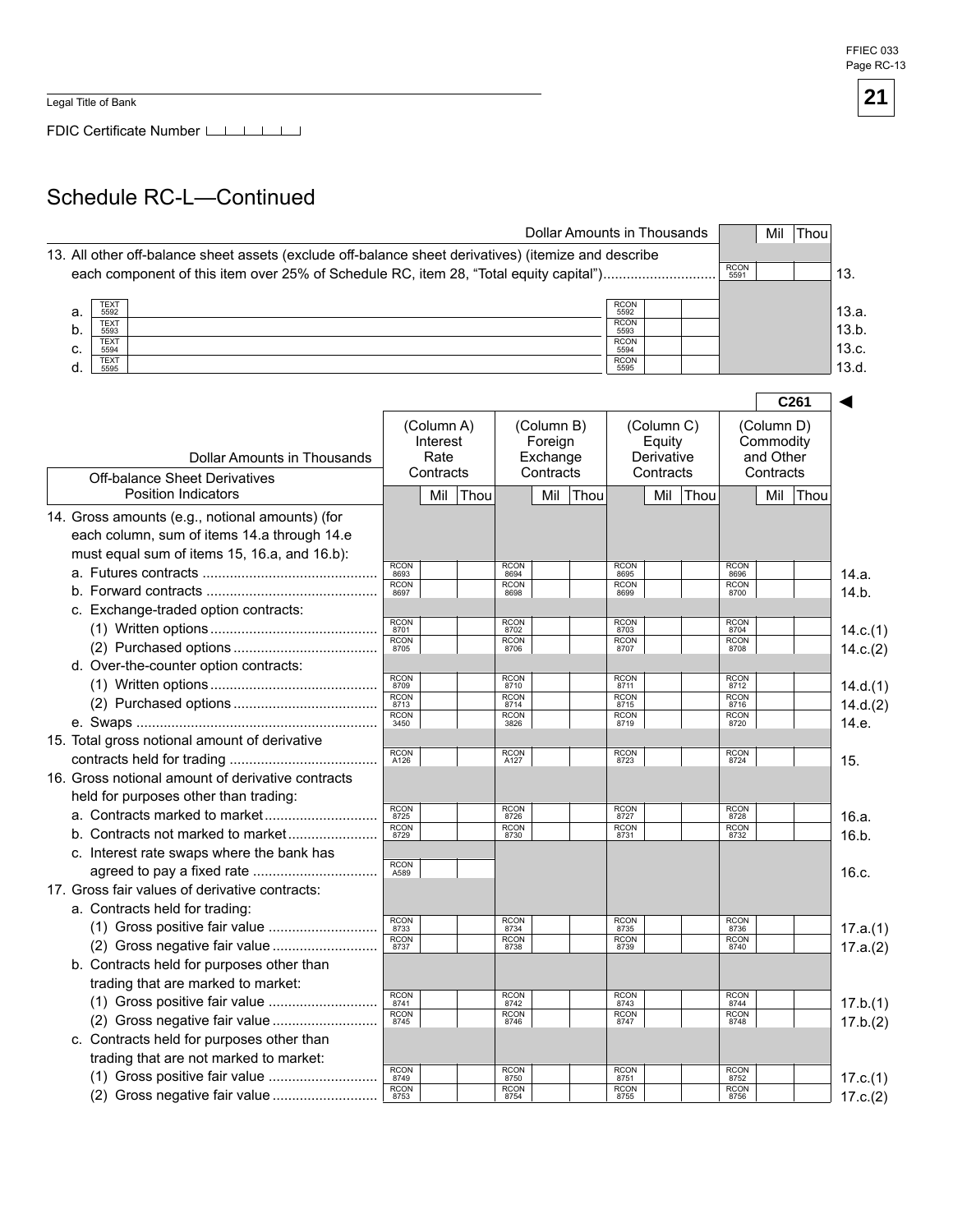FFIEC 033
Page RC-13

Legal Title of Bank

FDIC Certificate Number

# Schedule RC-L—Continued

| | Dollar Amounts in Thousands | | | Mil Thou | |
|---|---|---|---|---|---|
| 13. All other off-balance sheet assets (exclude off-balance sheet derivatives) (itemize and describe each component of this item over 25% of Schedule RC, item 28, "Total equity capital") | | | | RCON 5591 | 13. |
| a. TEXT 5592 | | RCON 5592 | | | 13.a. |
| b. TEXT 5593 | | RCON 5593 | | | 13.b. |
| c. TEXT 5594 | | RCON 5594 | | | 13.c. |
| d. TEXT 5595 | | RCON 5595 | | | 13.d. |

C261 ◄

| Dollar Amounts in Thousands — Off-balance Sheet Derivatives Position Indicators | (Column A) Interest Rate Contracts (Mil Thou) | (Column B) Foreign Exchange Contracts (Mil Thou) | (Column C) Equity Derivative Contracts (Mil Thou) | (Column D) Commodity and Other Contracts (Mil Thou) | |
|---|---|---|---|---|---|
| 14. Gross amounts (e.g., notional amounts) (for each column, sum of items 14.a through 14.e must equal sum of items 15, 16.a, and 16.b): | | | | | |
| a. Futures contracts | RCON 8693 | RCON 8694 | RCON 8695 | RCON 8696 | 14.a. |
| b. Forward contracts | RCON 8697 | RCON 8698 | RCON 8699 | RCON 8700 | 14.b. |
| c. Exchange-traded option contracts: | | | | | |
| (1) Written options | RCON 8701 | RCON 8702 | RCON 8703 | RCON 8704 | 14.c.(1) |
| (2) Purchased options | RCON 8705 | RCON 8706 | RCON 8707 | RCON 8708 | 14.c.(2) |
| d. Over-the-counter option contracts: | | | | | |
| (1) Written options | RCON 8709 | RCON 8710 | RCON 8711 | RCON 8712 | 14.d.(1) |
| (2) Purchased options | RCON 8713 | RCON 8714 | RCON 8715 | RCON 8716 | 14.d.(2) |
| e. Swaps | RCON 3450 | RCON 3826 | RCON 8719 | RCON 8720 | 14.e. |
| 15. Total gross notional amount of derivative contracts held for trading | RCON A126 | RCON A127 | RCON 8723 | RCON 8724 | 15. |
| 16. Gross notional amount of derivative contracts held for purposes other than trading: | | | | | |
| a. Contracts marked to market | RCON 8725 | RCON 8726 | RCON 8727 | RCON 8728 | 16.a. |
| b. Contracts not marked to market | RCON 8729 | RCON 8730 | RCON 8731 | RCON 8732 | 16.b. |
| c. Interest rate swaps where the bank has agreed to pay a fixed rate | RCON A589 | | | | 16.c. |
| 17. Gross fair values of derivative contracts: | | | | | |
| a. Contracts held for trading: | | | | | |
| (1) Gross positive fair value | RCON 8733 | RCON 8734 | RCON 8735 | RCON 8736 | 17.a.(1) |
| (2) Gross negative fair value | RCON 8737 | RCON 8738 | RCON 8739 | RCON 8740 | 17.a.(2) |
| b. Contracts held for purposes other than trading that are marked to market: | | | | | |
| (1) Gross positive fair value | RCON 8741 | RCON 8742 | RCON 8743 | RCON 8744 | 17.b.(1) |
| (2) Gross negative fair value | RCON 8745 | RCON 8746 | RCON 8747 | RCON 8748 | 17.b.(2) |
| c. Contracts held for purposes other than trading that are not marked to market: | | | | | |
| (1) Gross positive fair value | RCON 8749 | RCON 8750 | RCON 8751 | RCON 8752 | 17.c.(1) |
| (2) Gross negative fair value | RCON 8753 | RCON 8754 | RCON 8755 | RCON 8756 | 17.c.(2) |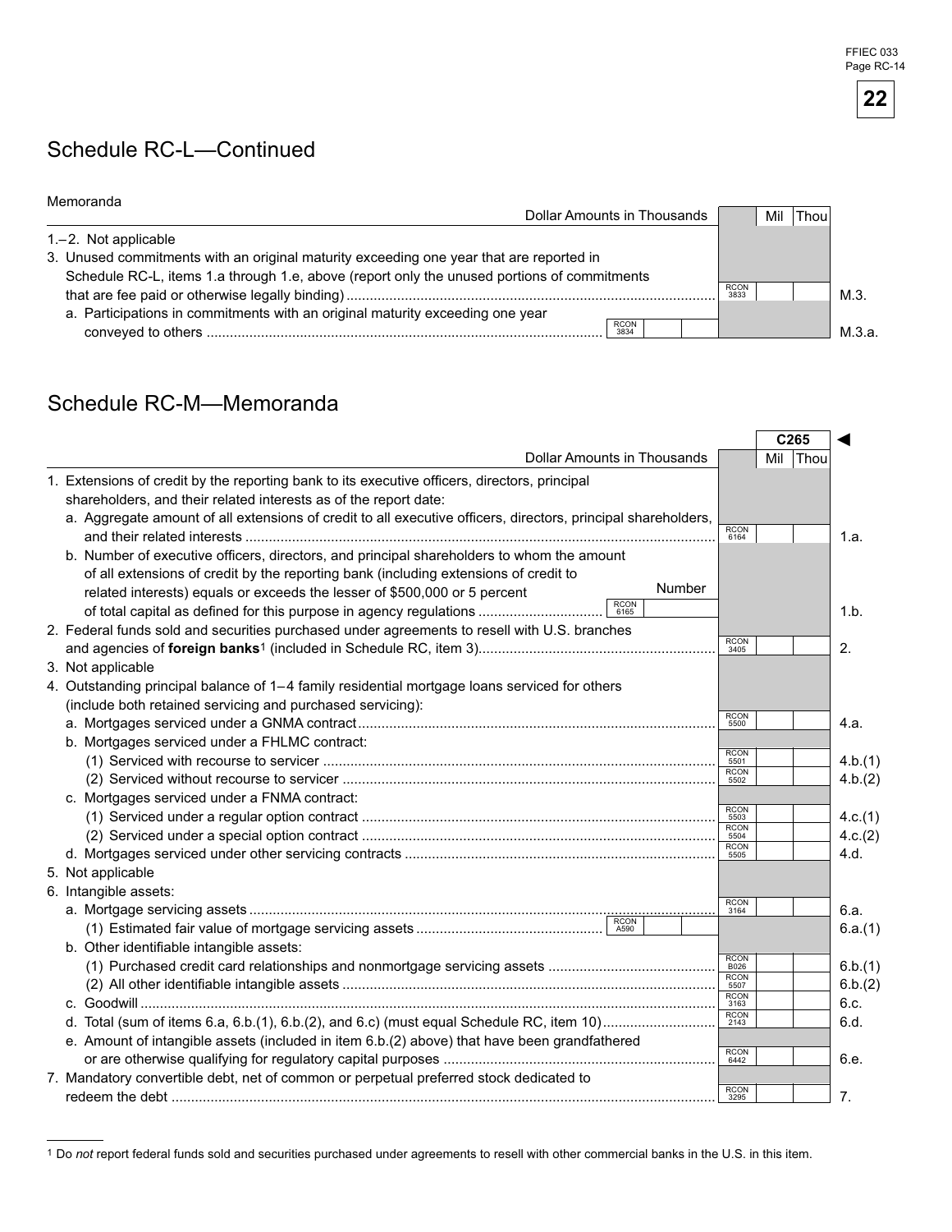## Schedule RC-L—Continued

Memoranda

| Dollar Amounts in Thousands | | | Mil Thou | |
|---|---|---|---|---|
| 1.–2. Not applicable | | | | |
| 3. Unused commitments with an original maturity exceeding one year that are reported in Schedule RC-L, items 1.a through 1.e, above (report only the unused portions of commitments that are fee paid or otherwise legally binding) | | RCON 3833 | | M.3. |
| a. Participations in commitments with an original maturity exceeding one year conveyed to others | RCON 3834 | | | M.3.a. |

## Schedule RC-M—Memoranda

| | | | C265 | |
|---|---|---|---|---|
| Dollar Amounts in Thousands | | | Mil Thou | |
| 1. Extensions of credit by the reporting bank to its executive officers, directors, principal shareholders, and their related interests as of the report date: | | | | |
| a. Aggregate amount of all extensions of credit to all executive officers, directors, principal shareholders, and their related interests | | RCON 6164 | | 1.a. |
| b. Number of executive officers, directors, and principal shareholders to whom the amount of all extensions of credit by the reporting bank (including extensions of credit to related interests) equals or exceeds the lesser of $500,000 or 5 percent of total capital as defined for this purpose in agency regulations | RCON 6165 Number | | | 1.b. |
| 2. Federal funds sold and securities purchased under agreements to resell with U.S. branches and agencies of **foreign banks**[1] (included in Schedule RC, item 3) | | RCON 3405 | | 2. |
| 3. Not applicable | | | | |
| 4. Outstanding principal balance of 1–4 family residential mortgage loans serviced for others (include both retained servicing and purchased servicing): | | | | |
| a. Mortgages serviced under a GNMA contract | | RCON 5500 | | 4.a. |
| b. Mortgages serviced under a FHLMC contract: | | | | |
| (1) Serviced with recourse to servicer | | RCON 5501 | | 4.b.(1) |
| (2) Serviced without recourse to servicer | | RCON 5502 | | 4.b.(2) |
| c. Mortgages serviced under a FNMA contract: | | | | |
| (1) Serviced under a regular option contract | | RCON 5503 | | 4.c.(1) |
| (2) Serviced under a special option contract | | RCON 5504 | | 4.c.(2) |
| d. Mortgages serviced under other servicing contracts | | RCON 5505 | | 4.d. |
| 5. Not applicable | | | | |
| 6. Intangible assets: | | | | |
| a. Mortgage servicing assets | | RCON 3164 | | 6.a. |
| (1) Estimated fair value of mortgage servicing assets | RCON A590 | | | 6.a.(1) |
| b. Other identifiable intangible assets: | | | | |
| (1) Purchased credit card relationships and nonmortgage servicing assets | | RCON B026 | | 6.b.(1) |
| (2) All other identifiable intangible assets | | RCON 5507 | | 6.b.(2) |
| c. Goodwill | | RCON 3163 | | 6.c. |
| d. Total (sum of items 6.a, 6.b.(1), 6.b.(2), and 6.c) (must equal Schedule RC, item 10) | | RCON 2143 | | 6.d. |
| e. Amount of intangible assets (included in item 6.b.(2) above) that have been grandfathered or are otherwise qualifying for regulatory capital purposes | | RCON 6442 | | 6.e. |
| 7. Mandatory convertible debt, net of common or perpetual preferred stock dedicated to redeem the debt | | RCON 3295 | | 7. |

[1] Do *not* report federal funds sold and securities purchased under agreements to resell with other commercial banks in the U.S. in this item.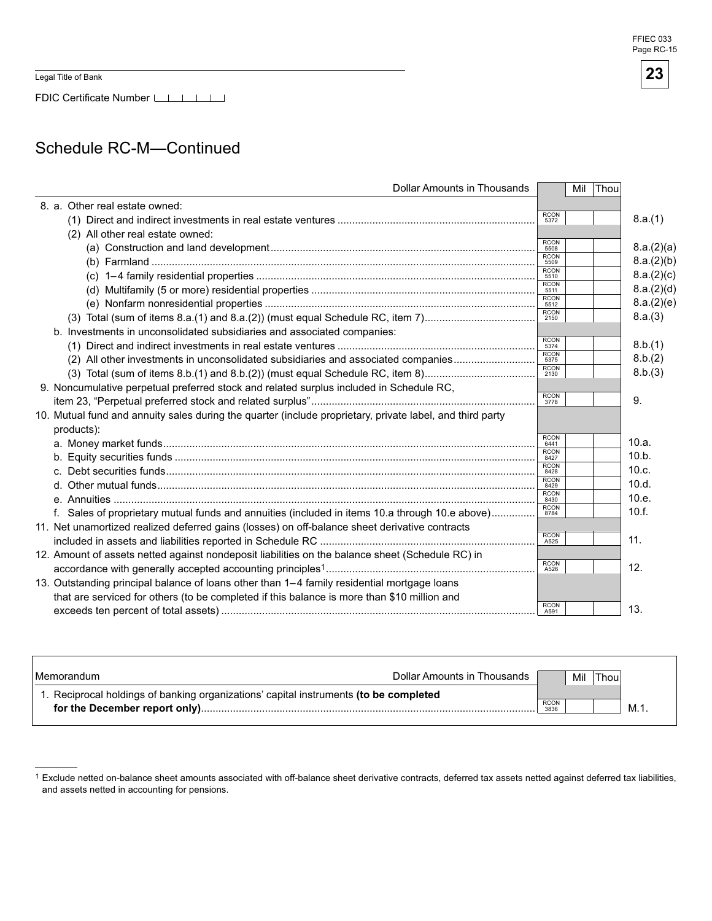Legal Title of Bank

FDIC Certificate Number

## Schedule RC-M—Continued

| Dollar Amounts in Thousands | | Mil | Thou | |
|---|---|---|---|---|
| 8. a. Other real estate owned: | | | | |
| (1) Direct and indirect investments in real estate ventures | RCON 5372 | | | 8.a.(1) |
| (2) All other real estate owned: | | | | |
| (a) Construction and land development | RCON 5508 | | | 8.a.(2)(a) |
| (b) Farmland | RCON 5509 | | | 8.a.(2)(b) |
| (c) 1–4 family residential properties | RCON 5510 | | | 8.a.(2)(c) |
| (d) Multifamily (5 or more) residential properties | RCON 5511 | | | 8.a.(2)(d) |
| (e) Nonfarm nonresidential properties | RCON 5512 | | | 8.a.(2)(e) |
| (3) Total (sum of items 8.a.(1) and 8.a.(2)) (must equal Schedule RC, item 7) | RCON 2150 | | | 8.a.(3) |
| b. Investments in unconsolidated subsidiaries and associated companies: | | | | |
| (1) Direct and indirect investments in real estate ventures | RCON 5374 | | | 8.b.(1) |
| (2) All other investments in unconsolidated subsidiaries and associated companies | RCON 5375 | | | 8.b.(2) |
| (3) Total (sum of items 8.b.(1) and 8.b.(2)) (must equal Schedule RC, item 8) | RCON 2130 | | | 8.b.(3) |
| 9. Noncumulative perpetual preferred stock and related surplus included in Schedule RC, item 23, "Perpetual preferred stock and related surplus" | RCON 3778 | | | 9. |
| 10. Mutual fund and annuity sales during the quarter (include proprietary, private label, and third party products): | | | | |
| a. Money market funds | RCON 6441 | | | 10.a. |
| b. Equity securities funds | RCON 8427 | | | 10.b. |
| c. Debt securities funds | RCON 8428 | | | 10.c. |
| d. Other mutual funds | RCON 8429 | | | 10.d. |
| e. Annuities | RCON 8430 | | | 10.e. |
| f. Sales of proprietary mutual funds and annuities (included in items 10.a through 10.e above) | RCON 8784 | | | 10.f. |
| 11. Net unamortized realized deferred gains (losses) on off-balance sheet derivative contracts included in assets and liabilities reported in Schedule RC | RCON A525 | | | 11. |
| 12. Amount of assets netted against nondeposit liabilities on the balance sheet (Schedule RC) in accordance with generally accepted accounting principles[1] | RCON A526 | | | 12. |
| 13. Outstanding principal balance of loans other than 1–4 family residential mortgage loans that are serviced for others (to be completed if this balance is more than $10 million and exceeds ten percent of total assets) | RCON A591 | | | 13. |

| Memorandum — Dollar Amounts in Thousands | | Mil | Thou | |
|---|---|---|---|---|
| 1. Reciprocal holdings of banking organizations' capital instruments **(to be completed for the December report only)** | RCON 3836 | | | M.1. |

[1] Exclude netted on-balance sheet amounts associated with off-balance sheet derivative contracts, deferred tax assets netted against deferred tax liabilities, and assets netted in accounting for pensions.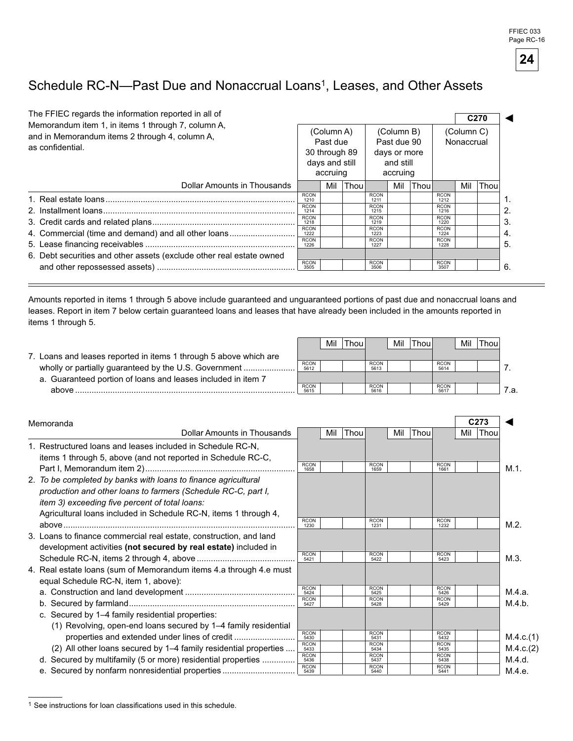# Schedule RC-N—Past Due and Nonaccrual Loans[1], Leases, and Other Assets

The FFIEC regards the information reported in all of Memorandum item 1, in items 1 through 7, column A, and in Memorandum items 2 through 4, column A, as confidential.

C270 ◄

| Dollar Amounts in Thousands | (Column A) Past due 30 through 89 days and still accruing | (Column B) Past due 90 days or more and still accruing | (Column C) Nonaccrual | |
|---|---|---|---|---|
| 1. Real estate loans | RCON 1210 | RCON 1211 | RCON 1212 | 1. |
| 2. Installment loans | RCON 1214 | RCON 1215 | RCON 1216 | 2. |
| 3. Credit cards and related plans | RCON 1218 | RCON 1219 | RCON 1220 | 3. |
| 4. Commercial (time and demand) and all other loans | RCON 1222 | RCON 1223 | RCON 1224 | 4. |
| 5. Lease financing receivables | RCON 1226 | RCON 1227 | RCON 1228 | 5. |
| 6. Debt securities and other assets (exclude other real estate owned and other repossessed assets) | RCON 3505 | RCON 3506 | RCON 3507 | 6. |

Amounts reported in items 1 through 5 above include guaranteed and unguaranteed portions of past due and nonaccrual loans and leases. Report in item 7 below certain guaranteed loans and leases that have already been included in the amounts reported in items 1 through 5.

| | Mil Thou | Mil Thou | Mil Thou | |
|---|---|---|---|---|
| 7. Loans and leases reported in items 1 through 5 above which are wholly or partially guaranteed by the U.S. Government | RCON 5612 | RCON 5613 | RCON 5614 | 7. |
| a. Guaranteed portion of loans and leases included in item 7 above | RCON 5615 | RCON 5616 | RCON 5617 | 7.a. |

## Memoranda

C273 ◄

| Dollar Amounts in Thousands | Mil Thou | Mil Thou | Mil Thou | |
|---|---|---|---|---|
| 1. Restructured loans and leases included in Schedule RC-N, items 1 through 5, above (and not reported in Schedule RC-C, Part I, Memorandum item 2) | RCON 1658 | RCON 1659 | RCON 1661 | M.1. |
| 2. *To be completed by banks with loans to finance agricultural production and other loans to farmers (Schedule RC-C, part I, item 3) exceeding five percent of total loans:* Agricultural loans included in Schedule RC-N, items 1 through 4, above | RCON 1230 | RCON 1231 | RCON 1232 | M.2. |
| 3. Loans to finance commercial real estate, construction, and land development activities **(not secured by real estate)** included in Schedule RC-N, items 2 through 4, above | RCON 5421 | RCON 5422 | RCON 5423 | M.3. |
| 4. Real estate loans (sum of Memorandum items 4.a through 4.e must equal Schedule RC-N, item 1, above): | | | | |
| a. Construction and land development | RCON 5424 | RCON 5425 | RCON 5426 | M.4.a. |
| b. Secured by farmland | RCON 5427 | RCON 5428 | RCON 5429 | M.4.b. |
| c. Secured by 1–4 family residential properties: | | | | |
| (1) Revolving, open-end loans secured by 1–4 family residential properties and extended under lines of credit | RCON 5430 | RCON 5431 | RCON 5432 | M.4.c.(1) |
| (2) All other loans secured by 1–4 family residential properties | RCON 5433 | RCON 5434 | RCON 5435 | M.4.c.(2) |
| d. Secured by multifamily (5 or more) residential properties | RCON 5436 | RCON 5437 | RCON 5438 | M.4.d. |
| e. Secured by nonfarm nonresidential properties | RCON 5439 | RCON 5440 | RCON 5441 | M.4.e. |

[1] See instructions for loan classifications used in this schedule.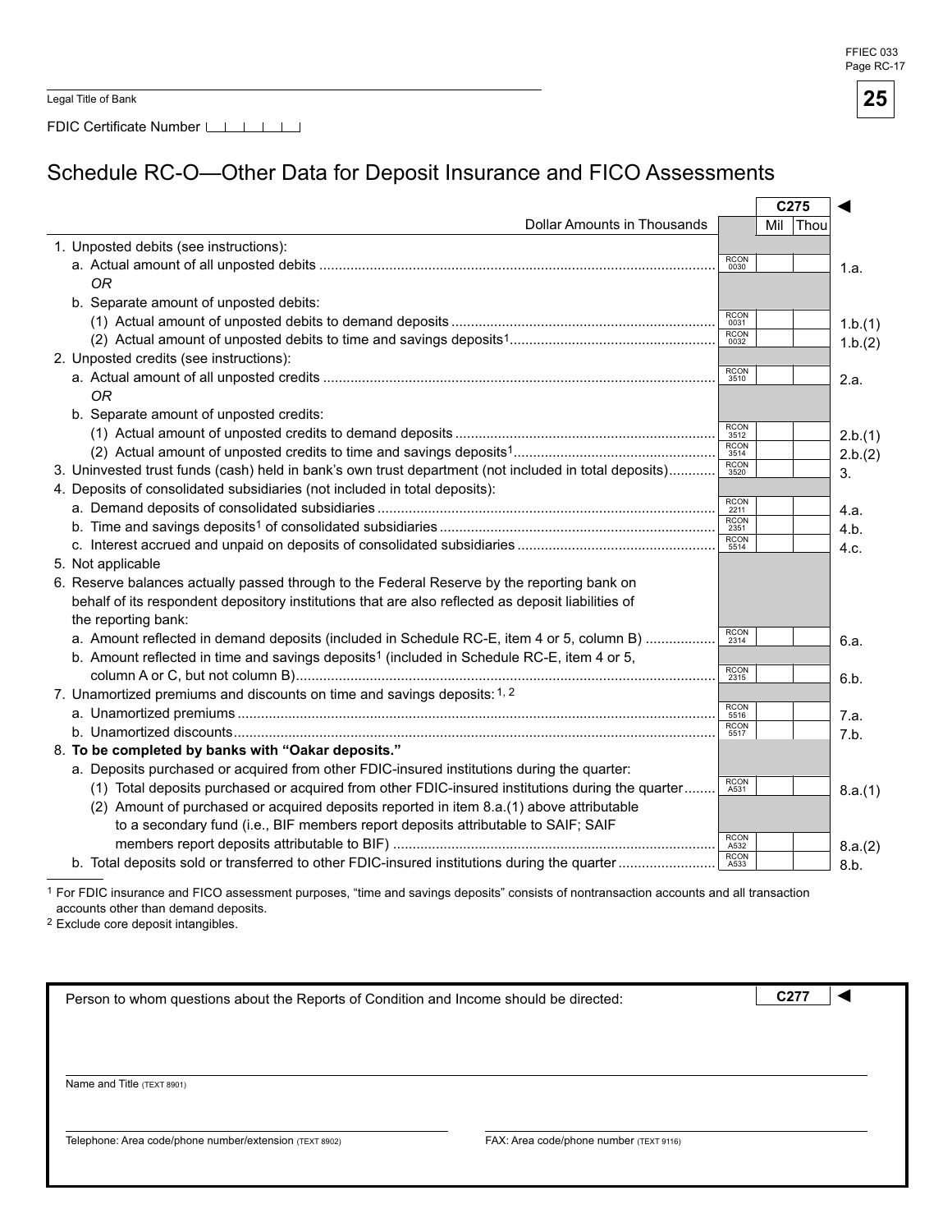Legal Title of Bank

FDIC Certificate Number

# Schedule RC-O—Other Data for Deposit Insurance and FICO Assessments

| Dollar Amounts in Thousands | | C275 Mil Thou | |
|---|---|---|---|
| 1. Unposted debits (see instructions): | | | |
| a. Actual amount of all unposted debits | RCON 0030 | | 1.a. |
| *OR* | | | |
| b. Separate amount of unposted debits: | | | |
| (1) Actual amount of unposted debits to demand deposits | RCON 0031 | | 1.b.(1) |
| (2) Actual amount of unposted debits to time and savings deposits[1] | RCON 0032 | | 1.b.(2) |
| 2. Unposted credits (see instructions): | | | |
| a. Actual amount of all unposted credits | RCON 3510 | | 2.a. |
| *OR* | | | |
| b. Separate amount of unposted credits: | | | |
| (1) Actual amount of unposted credits to demand deposits | RCON 3512 | | 2.b.(1) |
| (2) Actual amount of unposted credits to time and savings deposits[1] | RCON 3514 | | 2.b.(2) |
| 3. Uninvested trust funds (cash) held in bank's own trust department (not included in total deposits) | RCON 3520 | | 3. |
| 4. Deposits of consolidated subsidiaries (not included in total deposits): | | | |
| a. Demand deposits of consolidated subsidiaries | RCON 2211 | | 4.a. |
| b. Time and savings deposits[1] of consolidated subsidiaries | RCON 2351 | | 4.b. |
| c. Interest accrued and unpaid on deposits of consolidated subsidiaries | RCON 5514 | | 4.c. |
| 5. Not applicable | | | |
| 6. Reserve balances actually passed through to the Federal Reserve by the reporting bank on behalf of its respondent depository institutions that are also reflected as deposit liabilities of the reporting bank: | | | |
| a. Amount reflected in demand deposits (included in Schedule RC-E, item 4 or 5, column B) | RCON 2314 | | 6.a. |
| b. Amount reflected in time and savings deposits[1] (included in Schedule RC-E, item 4 or 5, column A or C, but not column B) | RCON 2315 | | 6.b. |
| 7. Unamortized premiums and discounts on time and savings deposits:[1,2] | | | |
| a. Unamortized premiums | RCON 5516 | | 7.a. |
| b. Unamortized discounts | RCON 5517 | | 7.b. |
| 8. **To be completed by banks with "Oakar deposits."** | | | |
| a. Deposits purchased or acquired from other FDIC-insured institutions during the quarter: | | | |
| (1) Total deposits purchased or acquired from other FDIC-insured institutions during the quarter | RCON A531 | | 8.a.(1) |
| (2) Amount of purchased or acquired deposits reported in item 8.a.(1) above attributable to a secondary fund (i.e., BIF members report deposits attributable to SAIF; SAIF members report deposits attributable to BIF) | RCON A532 | | 8.a.(2) |
| b. Total deposits sold or transferred to other FDIC-insured institutions during the quarter | RCON A533 | | 8.b. |

[1] For FDIC insurance and FICO assessment purposes, "time and savings deposits" consists of nontransaction accounts and all transaction accounts other than demand deposits.

[2] Exclude core deposit intangibles.

Person to whom questions about the Reports of Condition and Income should be directed: **C277**

Name and Title (TEXT 8901)

Telephone: Area code/phone number/extension (TEXT 8902)

FAX: Area code/phone number (TEXT 9116)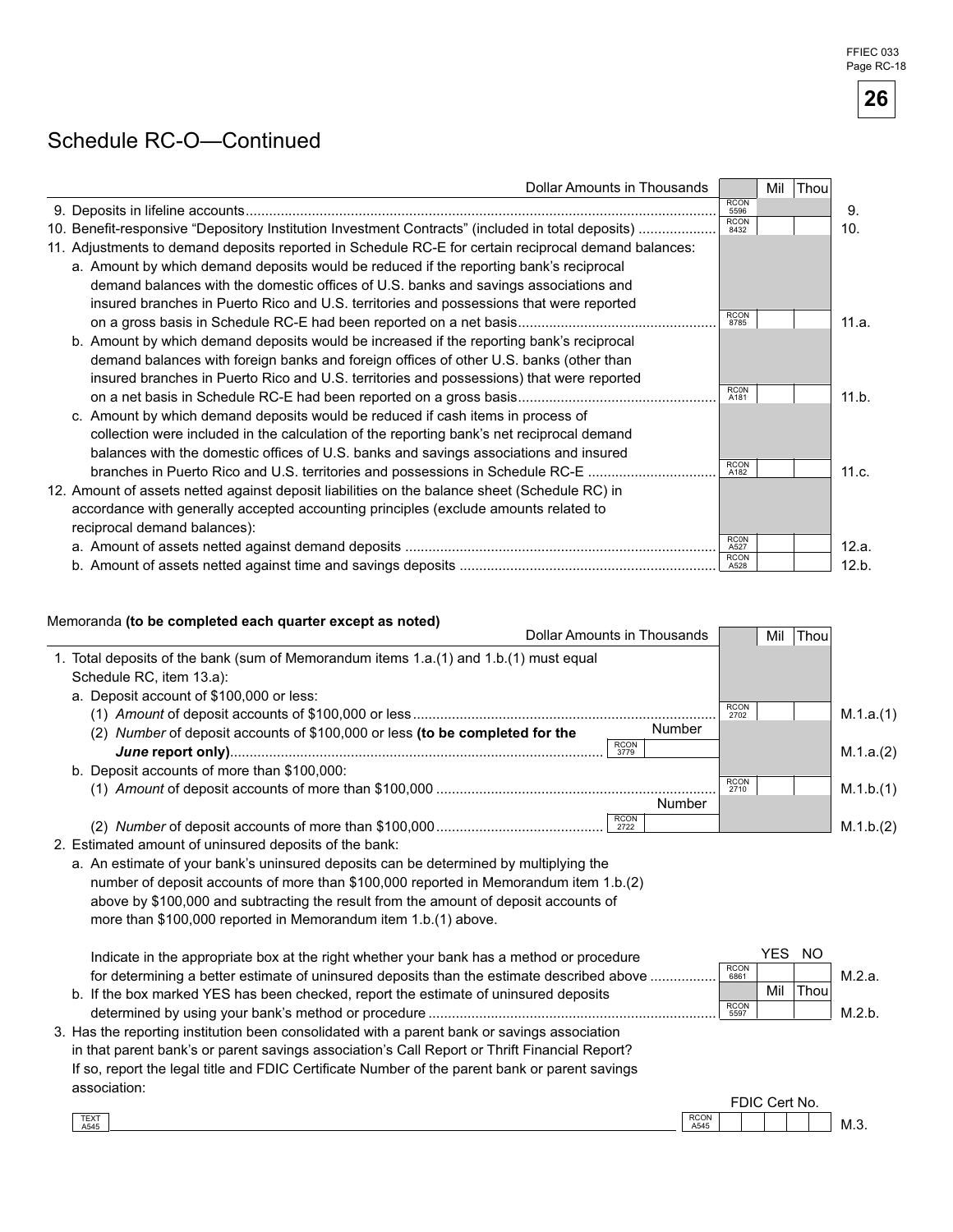# Schedule RC-O—Continued

| | Dollar Amounts in Thousands | Mil | Thou | |
|---|---|---|---|---|
| 9. Deposits in lifeline accounts | RCON 5596 | | | 9. |
| 10. Benefit-responsive "Depository Institution Investment Contracts" (included in total deposits) | RCON 8432 | | | 10. |
| 11. Adjustments to demand deposits reported in Schedule RC-E for certain reciprocal demand balances: | | | | |
| a. Amount by which demand deposits would be reduced if the reporting bank's reciprocal demand balances with the domestic offices of U.S. banks and savings associations and insured branches in Puerto Rico and U.S. territories and possessions that were reported on a gross basis in Schedule RC-E had been reported on a net basis | RCON 8785 | | | 11.a. |
| b. Amount by which demand deposits would be increased if the reporting bank's reciprocal demand balances with foreign banks and foreign offices of other U.S. banks (other than insured branches in Puerto Rico and U.S. territories and possessions) that were reported on a net basis in Schedule RC-E had been reported on a gross basis | RCON A181 | | | 11.b. |
| c. Amount by which demand deposits would be reduced if cash items in process of collection were included in the calculation of the reporting bank's net reciprocal demand balances with the domestic offices of U.S. banks and savings associations and insured branches in Puerto Rico and U.S. territories and possessions in Schedule RC-E | RCON A182 | | | 11.c. |
| 12. Amount of assets netted against deposit liabilities on the balance sheet (Schedule RC) in accordance with generally accepted accounting principles (exclude amounts related to reciprocal demand balances): | | | | |
| a. Amount of assets netted against demand deposits | RCON A527 | | | 12.a. |
| b. Amount of assets netted against time and savings deposits | RCON A528 | | | 12.b. |

Memoranda **(to be completed each quarter except as noted)**

| | Dollar Amounts in Thousands | Mil | Thou | |
|---|---|---|---|---|
| 1. Total deposits of the bank (sum of Memorandum items 1.a.(1) and 1.b.(1) must equal Schedule RC, item 13.a): | | | | |
| a. Deposit account of $100,000 or less: | | | | |
| (1) *Amount* of deposit accounts of $100,000 or less | RCON 2702 | | | M.1.a.(1) |
| (2) *Number* of deposit accounts of $100,000 or less **(to be completed for the *June* report only)** — RCON 3779 Number: | | | | M.1.a.(2) |
| b. Deposit accounts of more than $100,000: | | | | |
| (1) *Amount* of deposit accounts of more than $100,000 | RCON 2710 | | | M.1.b.(1) |
| (2) *Number* of deposit accounts of more than $100,000 — RCON 2722 Number: | | | | M.1.b.(2) |

2. Estimated amount of uninsured deposits of the bank:

a. An estimate of your bank's uninsured deposits can be determined by multiplying the number of deposit accounts of more than $100,000 reported in Memorandum item 1.b.(2) above by $100,000 and subtracting the result from the amount of deposit accounts of more than $100,000 reported in Memorandum item 1.b.(1) above.

| | | YES | NO | |
|---|---|---|---|---|
| Indicate in the appropriate box at the right whether your bank has a method or procedure for determining a better estimate of uninsured deposits than the estimate described above | RCON 6861 | | | M.2.a. |
| | | **Mil** | **Thou** | |
| b. If the box marked YES has been checked, report the estimate of uninsured deposits determined by using your bank's method or procedure | RCON 5597 | | | M.2.b. |

3. Has the reporting institution been consolidated with a parent bank or savings association in that parent bank's or parent savings association's Call Report or Thrift Financial Report? If so, report the legal title and FDIC Certificate Number of the parent bank or parent savings association:

| TEXT A545 | RCON A545 FDIC Cert No. | |
|---|---|---|
| | | M.3. |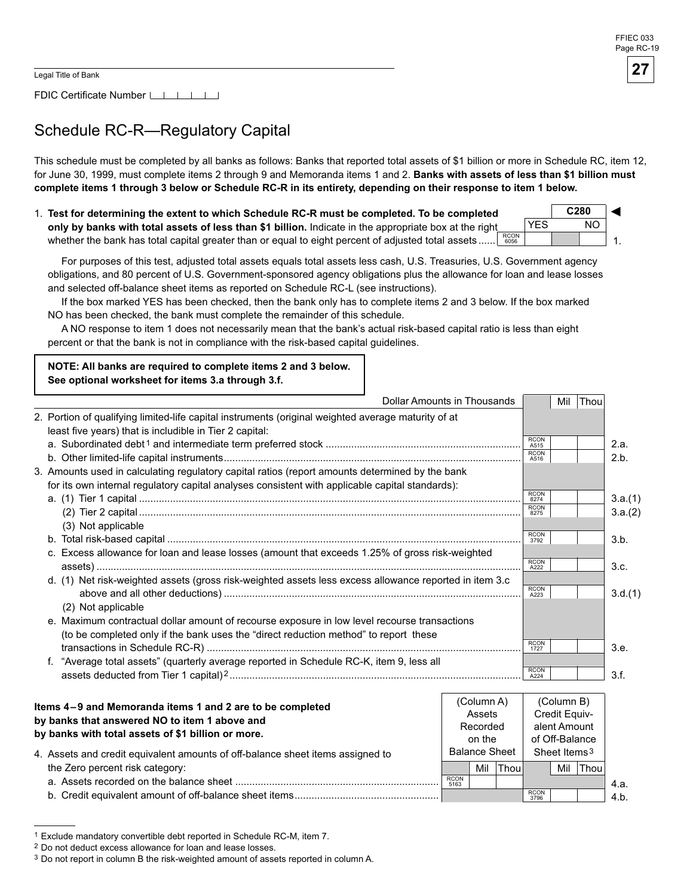Legal Title of Bank

FDIC Certificate Number

# Schedule RC-R—Regulatory Capital

This schedule must be completed by all banks as follows: Banks that reported total assets of $1 billion or more in Schedule RC, item 12, for June 30, 1999, must complete items 2 through 9 and Memoranda items 1 and 2. **Banks with assets of less than $1 billion must complete items 1 through 3 below or Schedule RC-R in its entirety, depending on their response to item 1 below.**

| | C280 | | |
|---|---|---|---|
| | YES | NO | |
| 1. **Test for determining the extent to which Schedule RC-R must be completed. To be completed only by banks with total assets of less than $1 billion.** Indicate in the appropriate box at the right whether the bank has total capital greater than or equal to eight percent of adjusted total assets ...... RCON 6056 | | | 1. |

For purposes of this test, adjusted total assets equals total assets less cash, U.S. Treasuries, U.S. Government agency obligations, and 80 percent of U.S. Government-sponsored agency obligations plus the allowance for loan and lease losses and selected off-balance sheet items as reported on Schedule RC-L (see instructions).

If the box marked YES has been checked, then the bank only has to complete items 2 and 3 below. If the box marked NO has been checked, the bank must complete the remainder of this schedule.

A NO response to item 1 does not necessarily mean that the bank's actual risk-based capital ratio is less than eight percent or that the bank is not in compliance with the risk-based capital guidelines.

**NOTE: All banks are required to complete items 2 and 3 below. See optional worksheet for items 3.a through 3.f.**

| Dollar Amounts in Thousands | | Mil | Thou | |
|---|---|---|---|---|
| 2. Portion of qualifying limited-life capital instruments (original weighted average maturity of at least five years) that is includible in Tier 2 capital: | | | | |
| a. Subordinated debt[1] and intermediate term preferred stock | RCON A515 | | | 2.a. |
| b. Other limited-life capital instruments | RCON A516 | | | 2.b. |
| 3. Amounts used in calculating regulatory capital ratios (report amounts determined by the bank for its own internal regulatory capital analyses consistent with applicable capital standards): | | | | |
| a. (1) Tier 1 capital | RCON 8274 | | | 3.a.(1) |
| (2) Tier 2 capital | RCON 8275 | | | 3.a.(2) |
| (3) Not applicable | | | | |
| b. Total risk-based capital | RCON 3792 | | | 3.b. |
| c. Excess allowance for loan and lease losses (amount that exceeds 1.25% of gross risk-weighted assets) | RCON A222 | | | 3.c. |
| d. (1) Net risk-weighted assets (gross risk-weighted assets less excess allowance reported in item 3.c above and all other deductions) | RCON A223 | | | 3.d.(1) |
| (2) Not applicable | | | | |
| e. Maximum contractual dollar amount of recourse exposure in low level recourse transactions (to be completed only if the bank uses the "direct reduction method" to report these transactions in Schedule RC-R) | RCON 1727 | | | 3.e. |
| f. "Average total assets" (quarterly average reported in Schedule RC-K, item 9, less all assets deducted from Tier 1 capital)[2] | RCON A224 | | | 3.f. |

**Items 4–9 and Memoranda items 1 and 2 are to be completed by banks that answered NO to item 1 above and by banks with total assets of $1 billion or more.**

| | (Column A) Assets Recorded on the Balance Sheet | | | (Column B) Credit Equivalent Amount of Off-Balance Sheet Items[3] | | | |
|---|---|---|---|---|---|---|---|
| | | Mil | Thou | | Mil | Thou | |
| 4. Assets and credit equivalent amounts of off-balance sheet items assigned to the Zero percent risk category: | | | | | | | |
| a. Assets recorded on the balance sheet | RCON 5163 | | | | | | 4.a. |
| b. Credit equivalent amount of off-balance sheet items | | | | RCON 3796 | | | 4.b. |

[1] Exclude mandatory convertible debt reported in Schedule RC-M, item 7.

[2] Do not deduct excess allowance for loan and lease losses.

[3] Do not report in column B the risk-weighted amount of assets reported in column A.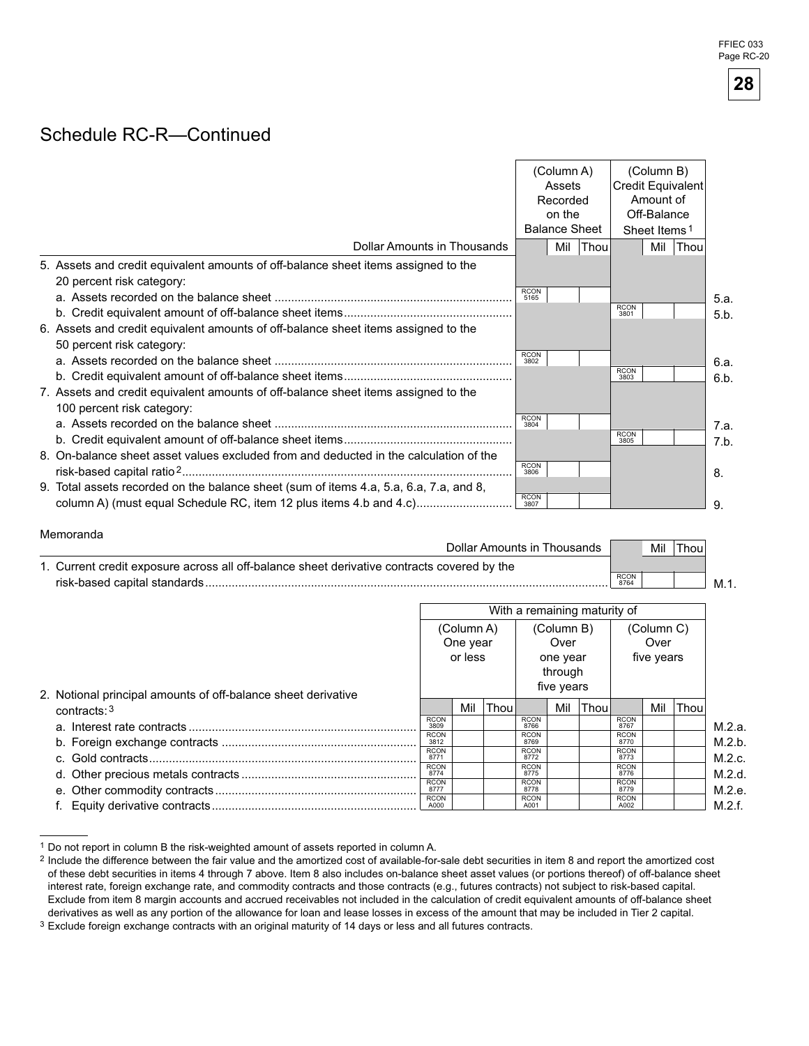# Schedule RC-R—Continued

| Dollar Amounts in Thousands | (Column A) Assets Recorded on the Balance Sheet | (Column B) Credit Equivalent Amount of Off-Balance Sheet Items[1] | |
|---|---|---|---|
| 5. Assets and credit equivalent amounts of off-balance sheet items assigned to the 20 percent risk category: | | | |
| a. Assets recorded on the balance sheet | RCON 5165 | | 5.a. |
| b. Credit equivalent amount of off-balance sheet items | | RCON 3801 | 5.b. |
| 6. Assets and credit equivalent amounts of off-balance sheet items assigned to the 50 percent risk category: | | | |
| a. Assets recorded on the balance sheet | RCON 3802 | | 6.a. |
| b. Credit equivalent amount of off-balance sheet items | | RCON 3803 | 6.b. |
| 7. Assets and credit equivalent amounts of off-balance sheet items assigned to the 100 percent risk category: | | | |
| a. Assets recorded on the balance sheet | RCON 3804 | | 7.a. |
| b. Credit equivalent amount of off-balance sheet items | | RCON 3805 | 7.b. |
| 8. On-balance sheet asset values excluded from and deducted in the calculation of the risk-based capital ratio[2] | RCON 3806 | | 8. |
| 9. Total assets recorded on the balance sheet (sum of items 4.a, 5.a, 6.a, 7.a, and 8, column A) (must equal Schedule RC, item 12 plus items 4.b and 4.c) | RCON 3807 | | 9. |

Memoranda

| Dollar Amounts in Thousands | Mil Thou | |
|---|---|---|
| 1. Current credit exposure across all off-balance sheet derivative contracts covered by the risk-based capital standards | RCON 8764 | M.1. |

| 2. Notional principal amounts of off-balance sheet derivative contracts:[3] | With a remaining maturity of (Column A) One year or less | (Column B) Over one year through five years | (Column C) Over five years | |
|---|---|---|---|---|
| a. Interest rate contracts | RCON 3809 | RCON 8766 | RCON 8767 | M.2.a. |
| b. Foreign exchange contracts | RCON 3812 | RCON 8769 | RCON 8770 | M.2.b. |
| c. Gold contracts | RCON 8771 | RCON 8772 | RCON 8773 | M.2.c. |
| d. Other precious metals contracts | RCON 8774 | RCON 8775 | RCON 8776 | M.2.d. |
| e. Other commodity contracts | RCON 8777 | RCON 8778 | RCON 8779 | M.2.e. |
| f. Equity derivative contracts | RCON A000 | RCON A001 | RCON A002 | M.2.f. |

[1] Do not report in column B the risk-weighted amount of assets reported in column A.

[2] Include the difference between the fair value and the amortized cost of available-for-sale debt securities in item 8 and report the amortized cost of these debt securities in items 4 through 7 above. Item 8 also includes on-balance sheet asset values (or portions thereof) of off-balance sheet interest rate, foreign exchange rate, and commodity contracts and those contracts (e.g., futures contracts) not subject to risk-based capital. Exclude from item 8 margin accounts and accrued receivables not included in the calculation of credit equivalent amounts of off-balance sheet derivatives as well as any portion of the allowance for loan and lease losses in excess of the amount that may be included in Tier 2 capital.

[3] Exclude foreign exchange contracts with an original maturity of 14 days or less and all futures contracts.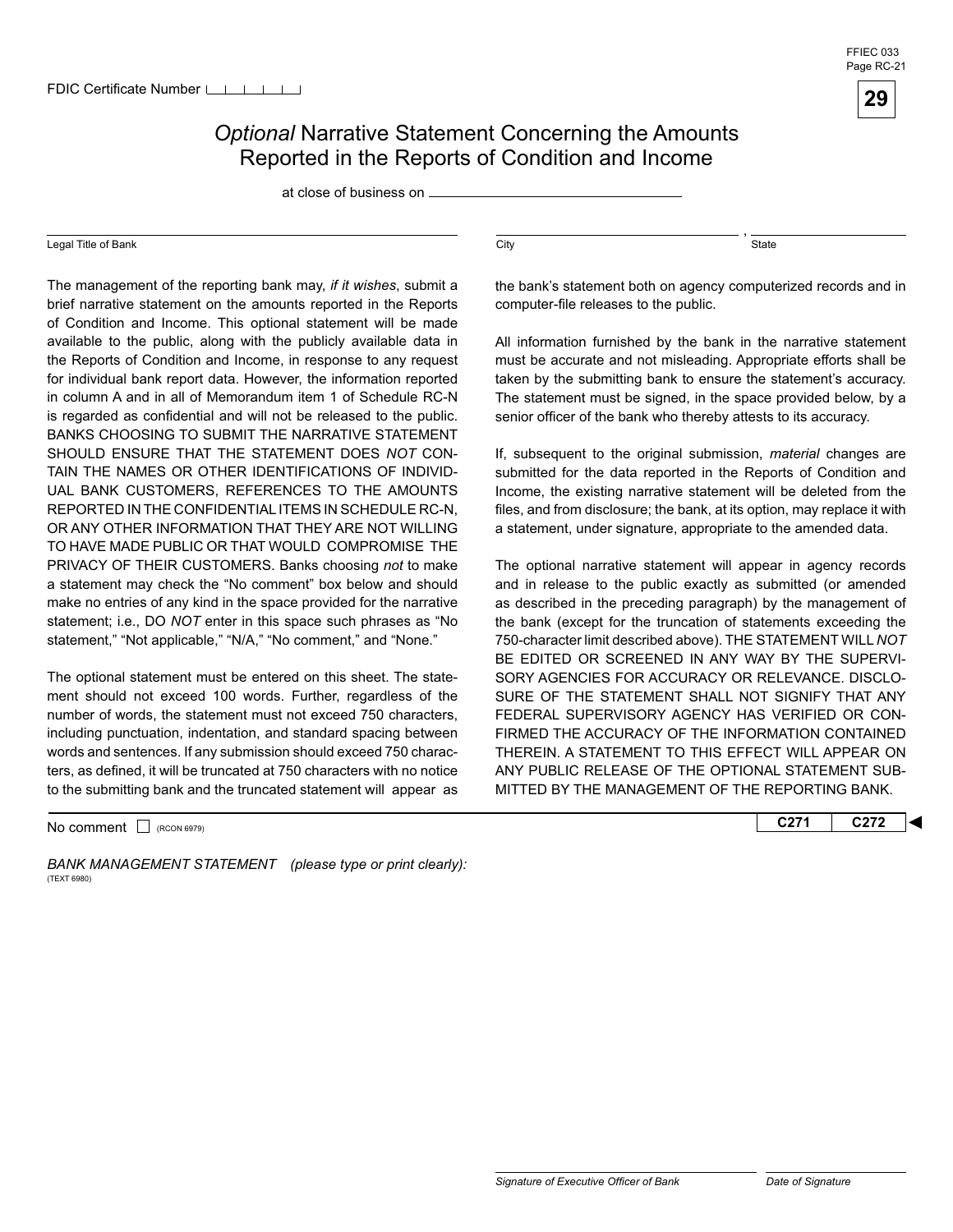FDIC Certificate Number

# *Optional* Narrative Statement Concerning the Amounts Reported in the Reports of Condition and Income

at close of business on ______________________

| Legal Title of Bank | City | State |
|---|---|---|
| | | |

The management of the reporting bank may, *if it wishes*, submit a brief narrative statement on the amounts reported in the Reports of Condition and Income. This optional statement will be made available to the public, along with the publicly available data in the Reports of Condition and Income, in response to any request for individual bank report data. However, the information reported in column A and in all of Memorandum item 1 of Schedule RC-N is regarded as confidential and will not be released to the public. BANKS CHOOSING TO SUBMIT THE NARRATIVE STATEMENT SHOULD ENSURE THAT THE STATEMENT DOES *NOT* CONTAIN THE NAMES OR OTHER IDENTIFICATIONS OF INDIVIDUAL BANK CUSTOMERS, REFERENCES TO THE AMOUNTS REPORTED IN THE CONFIDENTIAL ITEMS IN SCHEDULE RC-N, OR ANY OTHER INFORMATION THAT THEY ARE NOT WILLING TO HAVE MADE PUBLIC OR THAT WOULD COMPROMISE THE PRIVACY OF THEIR CUSTOMERS. Banks choosing *not* to make a statement may check the "No comment" box below and should make no entries of any kind in the space provided for the narrative statement; i.e., DO *NOT* enter in this space such phrases as "No statement," "Not applicable," "N/A," "No comment," and "None."

The optional statement must be entered on this sheet. The statement should not exceed 100 words. Further, regardless of the number of words, the statement must not exceed 750 characters, including punctuation, indentation, and standard spacing between words and sentences. If any submission should exceed 750 characters, as defined, it will be truncated at 750 characters with no notice to the submitting bank and the truncated statement will appear as the bank's statement both on agency computerized records and in computer-file releases to the public.

All information furnished by the bank in the narrative statement must be accurate and not misleading. Appropriate efforts shall be taken by the submitting bank to ensure the statement's accuracy. The statement must be signed, in the space provided below, by a senior officer of the bank who thereby attests to its accuracy.

If, subsequent to the original submission, *material* changes are submitted for the data reported in the Reports of Condition and Income, the existing narrative statement will be deleted from the files, and from disclosure; the bank, at its option, may replace it with a statement, under signature, appropriate to the amended data.

The optional narrative statement will appear in agency records and in release to the public exactly as submitted (or amended as described in the preceding paragraph) by the management of the bank (except for the truncation of statements exceeding the 750-character limit described above). THE STATEMENT WILL *NOT* BE EDITED OR SCREENED IN ANY WAY BY THE SUPERVISORY AGENCIES FOR ACCURACY OR RELEVANCE. DISCLOSURE OF THE STATEMENT SHALL NOT SIGNIFY THAT ANY FEDERAL SUPERVISORY AGENCY HAS VERIFIED OR CONFIRMED THE ACCURACY OF THE INFORMATION CONTAINED THEREIN. A STATEMENT TO THIS EFFECT WILL APPEAR ON ANY PUBLIC RELEASE OF THE OPTIONAL STATEMENT SUBMITTED BY THE MANAGEMENT OF THE REPORTING BANK.

No comment ☐ (RCON 6979) | C271 | C272 | ◄

*BANK MANAGEMENT STATEMENT (please type or print clearly):*
(TEXT 6980)

| *Signature of Executive Officer of Bank* | *Date of Signature* |
|---|---|
| | |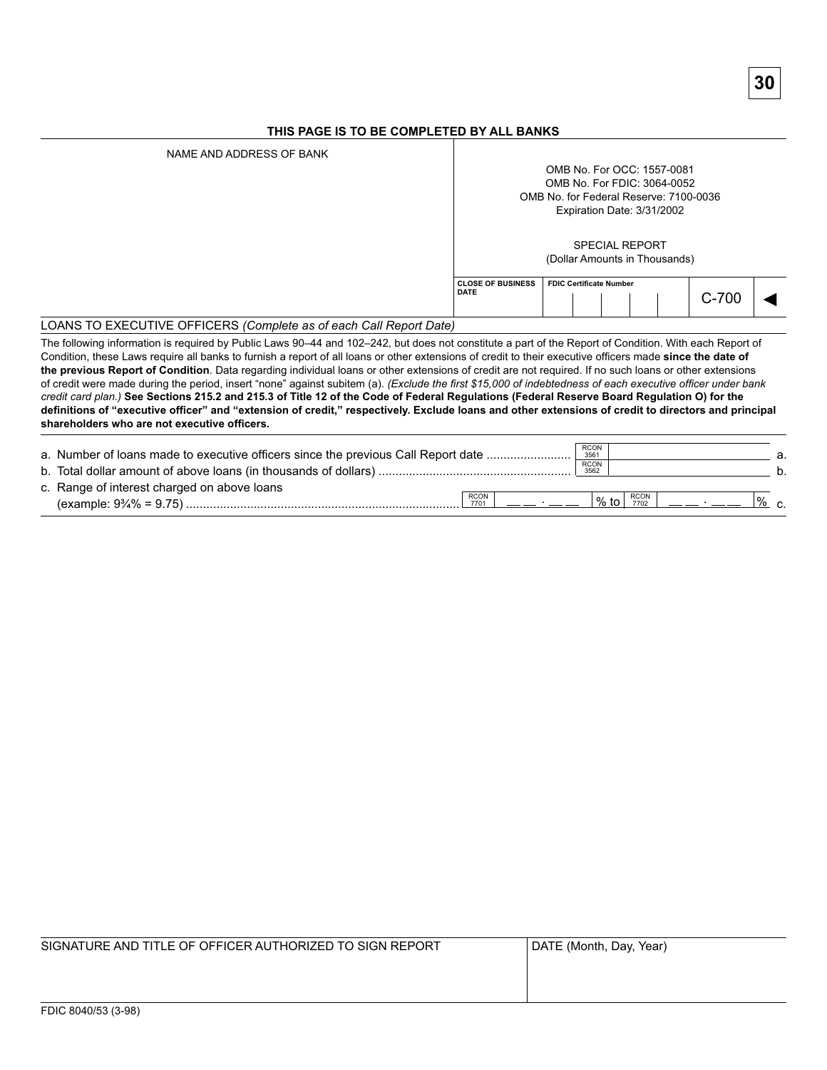**THIS PAGE IS TO BE COMPLETED BY ALL BANKS**

| NAME AND ADDRESS OF BANK | OMB No. For OCC: 1557-0081<br>OMB No. For FDIC: 3064-0052<br>OMB No. for Federal Reserve: 7100-0036<br>Expiration Date: 3/31/2002<br><br>SPECIAL REPORT<br>(Dollar Amounts in Thousands) |
|---|---|
| | CLOSE OF BUSINESS DATE \| FDIC Certificate Number \| C-700 ◀ |

LOANS TO EXECUTIVE OFFICERS *(Complete as of each Call Report Date)*

The following information is required by Public Laws 90–44 and 102–242, but does not constitute a part of the Report of Condition. With each Report of Condition, these Laws require all banks to furnish a report of all loans or other extensions of credit to their executive officers made **since the date of the previous Report of Condition**. Data regarding individual loans or other extensions of credit are not required. If no such loans or other extensions of credit were made during the period, insert "none" against subitem (a). *(Exclude the first $15,000 of indebtedness of each executive officer under bank credit card plan.)* **See Sections 215.2 and 215.3 of Title 12 of the Code of Federal Regulations (Federal Reserve Board Regulation O) for the definitions of "executive officer" and "extension of credit," respectively. Exclude loans and other extensions of credit to directors and principal shareholders who are not executive officers.**

| | | | |
|---|---|---|---|
| a. Number of loans made to executive officers since the previous Call Report date | RCON 3561 | | a. |
| b. Total dollar amount of above loans (in thousands of dollars) | RCON 3562 | | b. |
| c. Range of interest charged on above loans (example: 9¾% = 9.75) | RCON 7701 __ __ . __ __ % to | RCON 7702 __ __ . __ __ % | c. |

| SIGNATURE AND TITLE OF OFFICER AUTHORIZED TO SIGN REPORT | DATE (Month, Day, Year) |
|---|---|
| | |

FDIC 8040/53 (3-98)